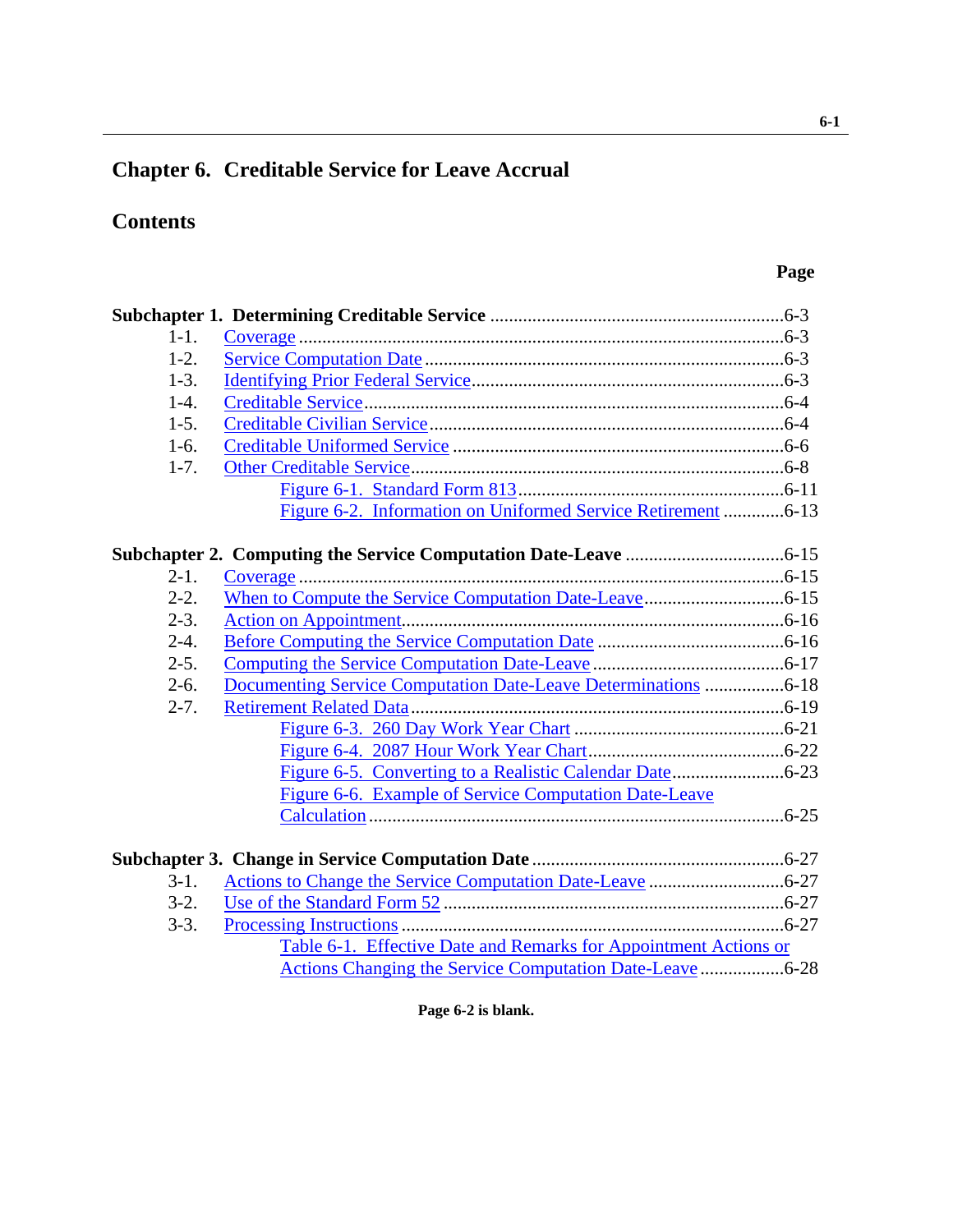# Chapter 6. Creditable Service for Leave Accrual

## Contents

| | | Page |
|---|---|---|
| **Subchapter 1. Determining Creditable Service** | | 6-3 |
| 1-1. | Coverage | 6-3 |
| 1-2. | Service Computation Date | 6-3 |
| 1-3. | Identifying Prior Federal Service | 6-3 |
| 1-4. | Creditable Service | 6-4 |
| 1-5. | Creditable Civilian Service | 6-4 |
| 1-6. | Creditable Uniformed Service | 6-6 |
| 1-7. | Other Creditable Service | 6-8 |
| | Figure 6-1. Standard Form 813 | 6-11 |
| | Figure 6-2. Information on Uniformed Service Retirement | 6-13 |
| **Subchapter 2. Computing the Service Computation Date-Leave** | | 6-15 |
| 2-1. | Coverage | 6-15 |
| 2-2. | When to Compute the Service Computation Date-Leave | 6-15 |
| 2-3. | Action on Appointment | 6-16 |
| 2-4. | Before Computing the Service Computation Date | 6-16 |
| 2-5. | Computing the Service Computation Date-Leave | 6-17 |
| 2-6. | Documenting Service Computation Date-Leave Determinations | 6-18 |
| 2-7. | Retirement Related Data | 6-19 |
| | Figure 6-3. 260 Day Work Year Chart | 6-21 |
| | Figure 6-4. 2087 Hour Work Year Chart | 6-22 |
| | Figure 6-5. Converting to a Realistic Calendar Date | 6-23 |
| | Figure 6-6. Example of Service Computation Date-Leave Calculation | 6-25 |
| **Subchapter 3. Change in Service Computation Date** | | 6-27 |
| 3-1. | Actions to Change the Service Computation Date-Leave | 6-27 |
| 3-2. | Use of the Standard Form 52 | 6-27 |
| 3-3. | Processing Instructions | 6-27 |
| | Table 6-1. Effective Date and Remarks for Appointment Actions or Actions Changing the Service Computation Date-Leave | 6-28 |

**Page 6-2 is blank.**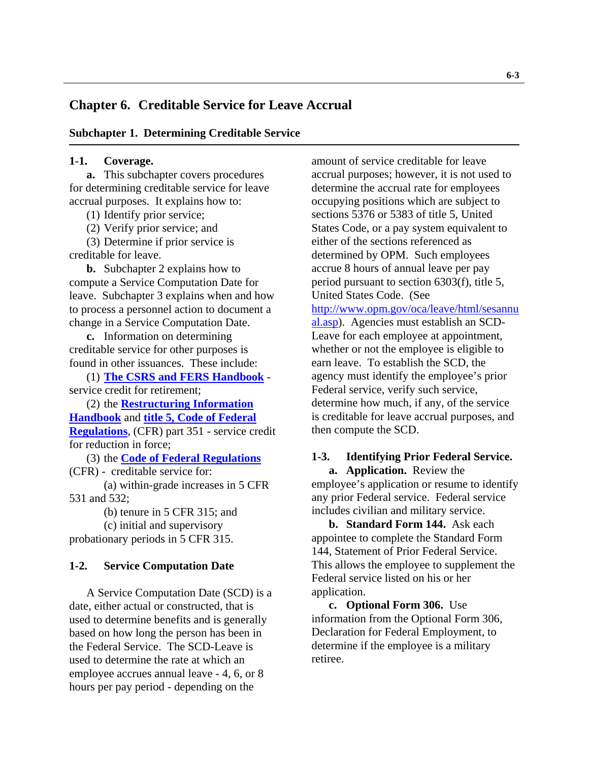# Chapter 6. Creditable Service for Leave Accrual

## Subchapter 1. Determining Creditable Service

### 1-1. Coverage.

**a.** This subchapter covers procedures for determining creditable service for leave accrual purposes. It explains how to:

(1) Identify prior service;

(2) Verify prior service; and

(3) Determine if prior service is creditable for leave.

**b.** Subchapter 2 explains how to compute a Service Computation Date for leave. Subchapter 3 explains when and how to process a personnel action to document a change in a Service Computation Date.

**c.** Information on determining creditable service for other purposes is found in other issuances. These include:

(1) **The CSRS and FERS Handbook** - service credit for retirement;

(2) the **Restructuring Information Handbook** and **title 5, Code of Federal Regulations**, (CFR) part 351 - service credit for reduction in force;

(3) the **Code of Federal Regulations** (CFR) - creditable service for:

(a) within-grade increases in 5 CFR 531 and 532;

(b) tenure in 5 CFR 315; and

(c) initial and supervisory probationary periods in 5 CFR 315.

### 1-2. Service Computation Date

A Service Computation Date (SCD) is a date, either actual or constructed, that is used to determine benefits and is generally based on how long the person has been in the Federal Service. The SCD-Leave is used to determine the rate at which an employee accrues annual leave - 4, 6, or 8 hours per pay period - depending on the amount of service creditable for leave accrual purposes; however, it is not used to determine the accrual rate for employees occupying positions which are subject to sections 5376 or 5383 of title 5, United States Code, or a pay system equivalent to either of the sections referenced as determined by OPM. Such employees accrue 8 hours of annual leave per pay period pursuant to section 6303(f), title 5, United States Code. (See http://www.opm.gov/oca/leave/html/sesannual.asp). Agencies must establish an SCD-Leave for each employee at appointment, whether or not the employee is eligible to earn leave. To establish the SCD, the agency must identify the employee's prior Federal service, verify such service, determine how much, if any, of the service is creditable for leave accrual purposes, and then compute the SCD.

### 1-3. Identifying Prior Federal Service.

**a. Application.** Review the employee's application or resume to identify any prior Federal service. Federal service includes civilian and military service.

**b. Standard Form 144.** Ask each appointee to complete the Standard Form 144, Statement of Prior Federal Service. This allows the employee to supplement the Federal service listed on his or her application.

**c. Optional Form 306.** Use information from the Optional Form 306, Declaration for Federal Employment, to determine if the employee is a military retiree.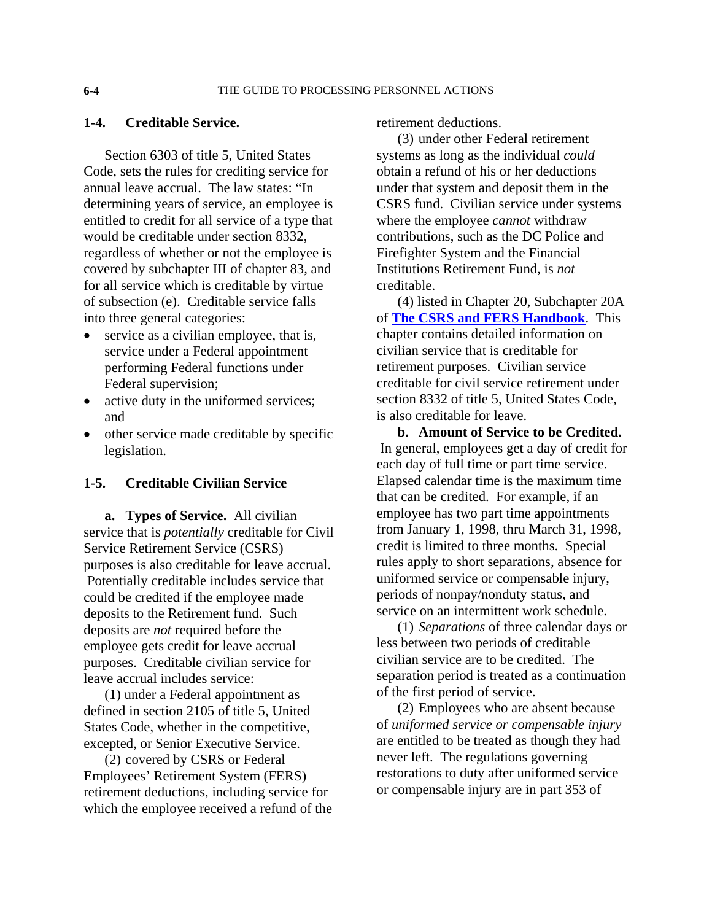## 1-4. Creditable Service.

Section 6303 of title 5, United States Code, sets the rules for crediting service for annual leave accrual. The law states: "In determining years of service, an employee is entitled to credit for all service of a type that would be creditable under section 8332, regardless of whether or not the employee is covered by subchapter III of chapter 83, and for all service which is creditable by virtue of subsection (e). Creditable service falls into three general categories:

- service as a civilian employee, that is, service under a Federal appointment performing Federal functions under Federal supervision;
- active duty in the uniformed services; and
- other service made creditable by specific legislation.

## 1-5. Creditable Civilian Service

**a. Types of Service.** All civilian service that is *potentially* creditable for Civil Service Retirement Service (CSRS) purposes is also creditable for leave accrual. Potentially creditable includes service that could be credited if the employee made deposits to the Retirement fund. Such deposits are *not* required before the employee gets credit for leave accrual purposes. Creditable civilian service for leave accrual includes service:

(1) under a Federal appointment as defined in section 2105 of title 5, United States Code, whether in the competitive, excepted, or Senior Executive Service.

(2) covered by CSRS or Federal Employees' Retirement System (FERS) retirement deductions, including service for which the employee received a refund of the retirement deductions.

(3) under other Federal retirement systems as long as the individual *could* obtain a refund of his or her deductions under that system and deposit them in the CSRS fund. Civilian service under systems where the employee *cannot* withdraw contributions, such as the DC Police and Firefighter System and the Financial Institutions Retirement Fund, is *not* creditable.

(4) listed in Chapter 20, Subchapter 20A of **The CSRS and FERS Handbook**. This chapter contains detailed information on civilian service that is creditable for retirement purposes. Civilian service creditable for civil service retirement under section 8332 of title 5, United States Code, is also creditable for leave.

**b. Amount of Service to be Credited.** In general, employees get a day of credit for each day of full time or part time service. Elapsed calendar time is the maximum time that can be credited. For example, if an employee has two part time appointments from January 1, 1998, thru March 31, 1998, credit is limited to three months. Special rules apply to short separations, absence for uniformed service or compensable injury, periods of nonpay/nonduty status, and service on an intermittent work schedule.

(1) *Separations* of three calendar days or less between two periods of creditable civilian service are to be credited. The separation period is treated as a continuation of the first period of service.

(2) Employees who are absent because of *uniformed service or compensable injury* are entitled to be treated as though they had never left. The regulations governing restorations to duty after uniformed service or compensable injury are in part 353 of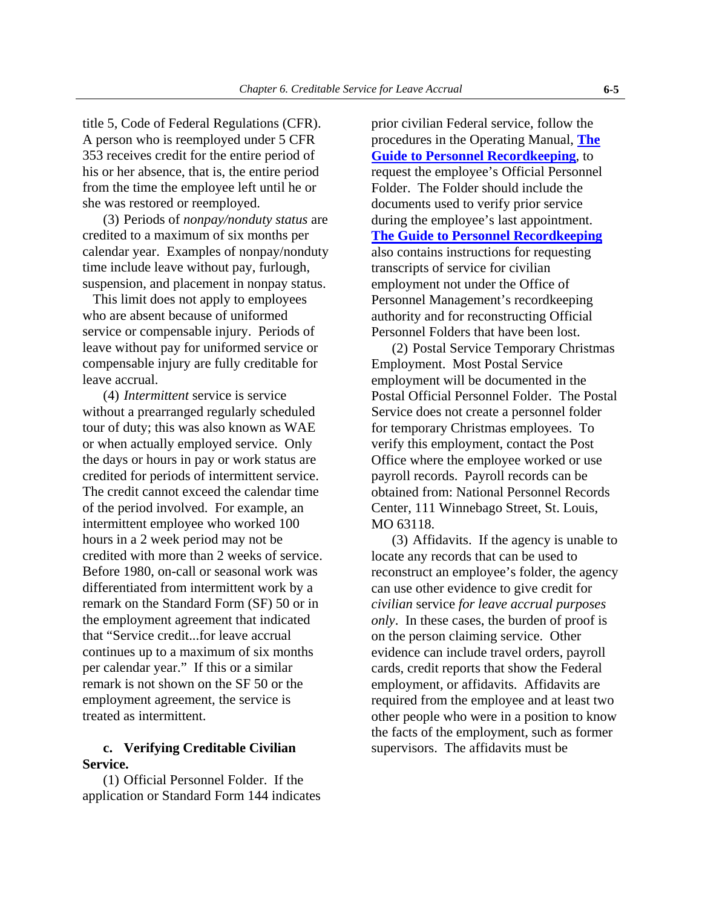title 5, Code of Federal Regulations (CFR). A person who is reemployed under 5 CFR 353 receives credit for the entire period of his or her absence, that is, the entire period from the time the employee left until he or she was restored or reemployed.

(3) Periods of *nonpay/nonduty status* are credited to a maximum of six months per calendar year. Examples of nonpay/nonduty time include leave without pay, furlough, suspension, and placement in nonpay status. This limit does not apply to employees who are absent because of uniformed service or compensable injury. Periods of leave without pay for uniformed service or compensable injury are fully creditable for leave accrual.

(4) *Intermittent* service is service without a prearranged regularly scheduled tour of duty; this was also known as WAE or when actually employed service. Only the days or hours in pay or work status are credited for periods of intermittent service. The credit cannot exceed the calendar time of the period involved. For example, an intermittent employee who worked 100 hours in a 2 week period may not be credited with more than 2 weeks of service. Before 1980, on-call or seasonal work was differentiated from intermittent work by a remark on the Standard Form (SF) 50 or in the employment agreement that indicated that "Service credit...for leave accrual continues up to a maximum of six months per calendar year." If this or a similar remark is not shown on the SF 50 or the employment agreement, the service is treated as intermittent.

**c. Verifying Creditable Civilian Service.**

(1) Official Personnel Folder. If the application or Standard Form 144 indicates prior civilian Federal service, follow the procedures in the Operating Manual, **The Guide to Personnel Recordkeeping**, to request the employee's Official Personnel Folder. The Folder should include the documents used to verify prior service during the employee's last appointment. **The Guide to Personnel Recordkeeping** also contains instructions for requesting transcripts of service for civilian employment not under the Office of Personnel Management's recordkeeping authority and for reconstructing Official Personnel Folders that have been lost.

(2) Postal Service Temporary Christmas Employment. Most Postal Service employment will be documented in the Postal Official Personnel Folder. The Postal Service does not create a personnel folder for temporary Christmas employees. To verify this employment, contact the Post Office where the employee worked or use payroll records. Payroll records can be obtained from: National Personnel Records Center, 111 Winnebago Street, St. Louis, MO 63118.

(3) Affidavits. If the agency is unable to locate any records that can be used to reconstruct an employee's folder, the agency can use other evidence to give credit for *civilian* service *for leave accrual purposes only*. In these cases, the burden of proof is on the person claiming service. Other evidence can include travel orders, payroll cards, credit reports that show the Federal employment, or affidavits. Affidavits are required from the employee and at least two other people who were in a position to know the facts of the employment, such as former supervisors. The affidavits must be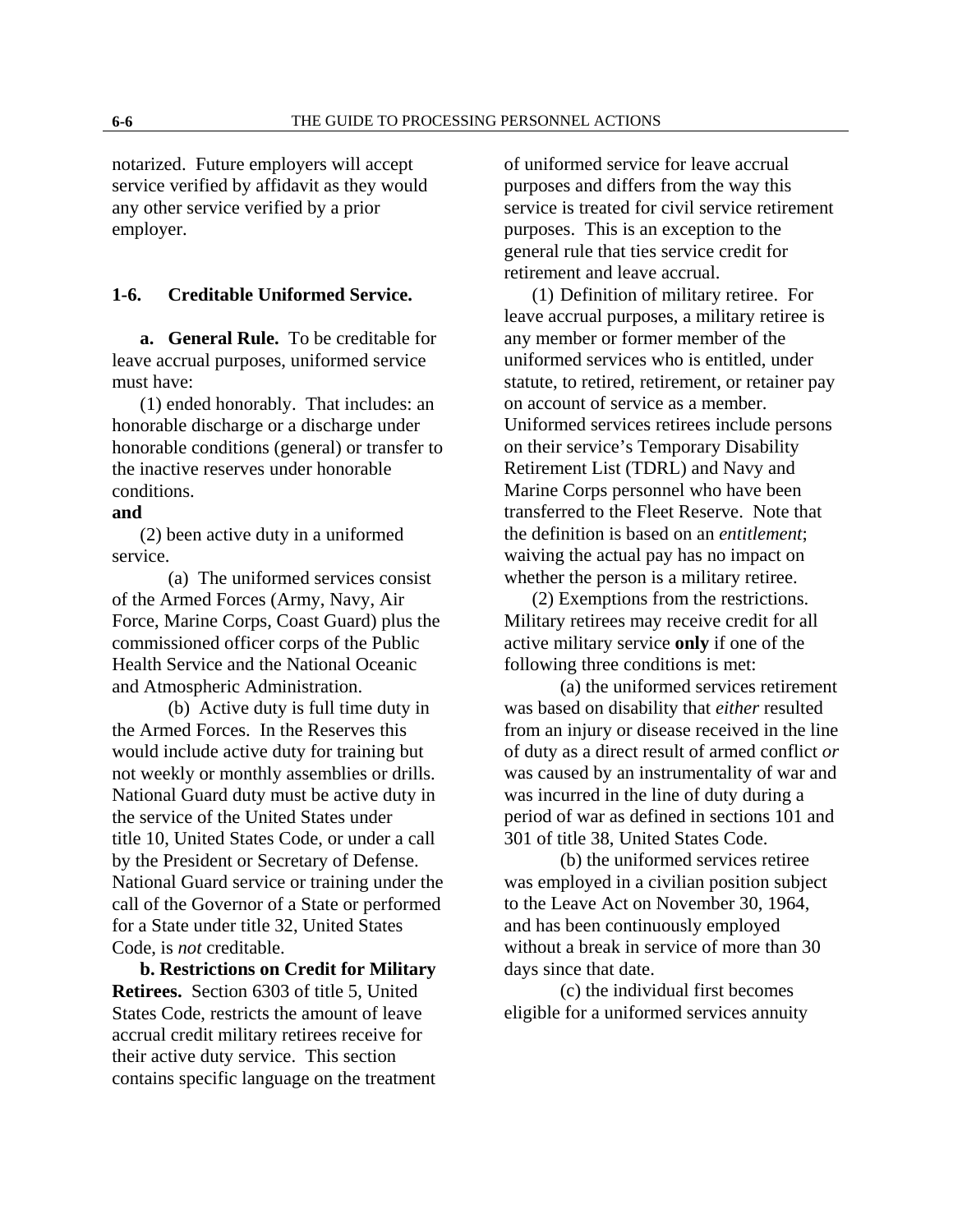notarized. Future employers will accept service verified by affidavit as they would any other service verified by a prior employer.

## 1-6. Creditable Uniformed Service.

**a. General Rule.** To be creditable for leave accrual purposes, uniformed service must have:

(1) ended honorably. That includes: an honorable discharge or a discharge under honorable conditions (general) or transfer to the inactive reserves under honorable conditions.

**and**

(2) been active duty in a uniformed service.

(a) The uniformed services consist of the Armed Forces (Army, Navy, Air Force, Marine Corps, Coast Guard) plus the commissioned officer corps of the Public Health Service and the National Oceanic and Atmospheric Administration.

(b) Active duty is full time duty in the Armed Forces. In the Reserves this would include active duty for training but not weekly or monthly assemblies or drills. National Guard duty must be active duty in the service of the United States under title 10, United States Code, or under a call by the President or Secretary of Defense. National Guard service or training under the call of the Governor of a State or performed for a State under title 32, United States Code, is *not* creditable.

**b. Restrictions on Credit for Military Retirees.** Section 6303 of title 5, United States Code, restricts the amount of leave accrual credit military retirees receive for their active duty service. This section contains specific language on the treatment of uniformed service for leave accrual purposes and differs from the way this service is treated for civil service retirement purposes. This is an exception to the general rule that ties service credit for retirement and leave accrual.

(1) Definition of military retiree. For leave accrual purposes, a military retiree is any member or former member of the uniformed services who is entitled, under statute, to retired, retirement, or retainer pay on account of service as a member. Uniformed services retirees include persons on their service's Temporary Disability Retirement List (TDRL) and Navy and Marine Corps personnel who have been transferred to the Fleet Reserve. Note that the definition is based on an *entitlement*; waiving the actual pay has no impact on whether the person is a military retiree.

(2) Exemptions from the restrictions. Military retirees may receive credit for all active military service **only** if one of the following three conditions is met:

(a) the uniformed services retirement was based on disability that *either* resulted from an injury or disease received in the line of duty as a direct result of armed conflict *or* was caused by an instrumentality of war and was incurred in the line of duty during a period of war as defined in sections 101 and 301 of title 38, United States Code.

(b) the uniformed services retiree was employed in a civilian position subject to the Leave Act on November 30, 1964, and has been continuously employed without a break in service of more than 30 days since that date.

(c) the individual first becomes eligible for a uniformed services annuity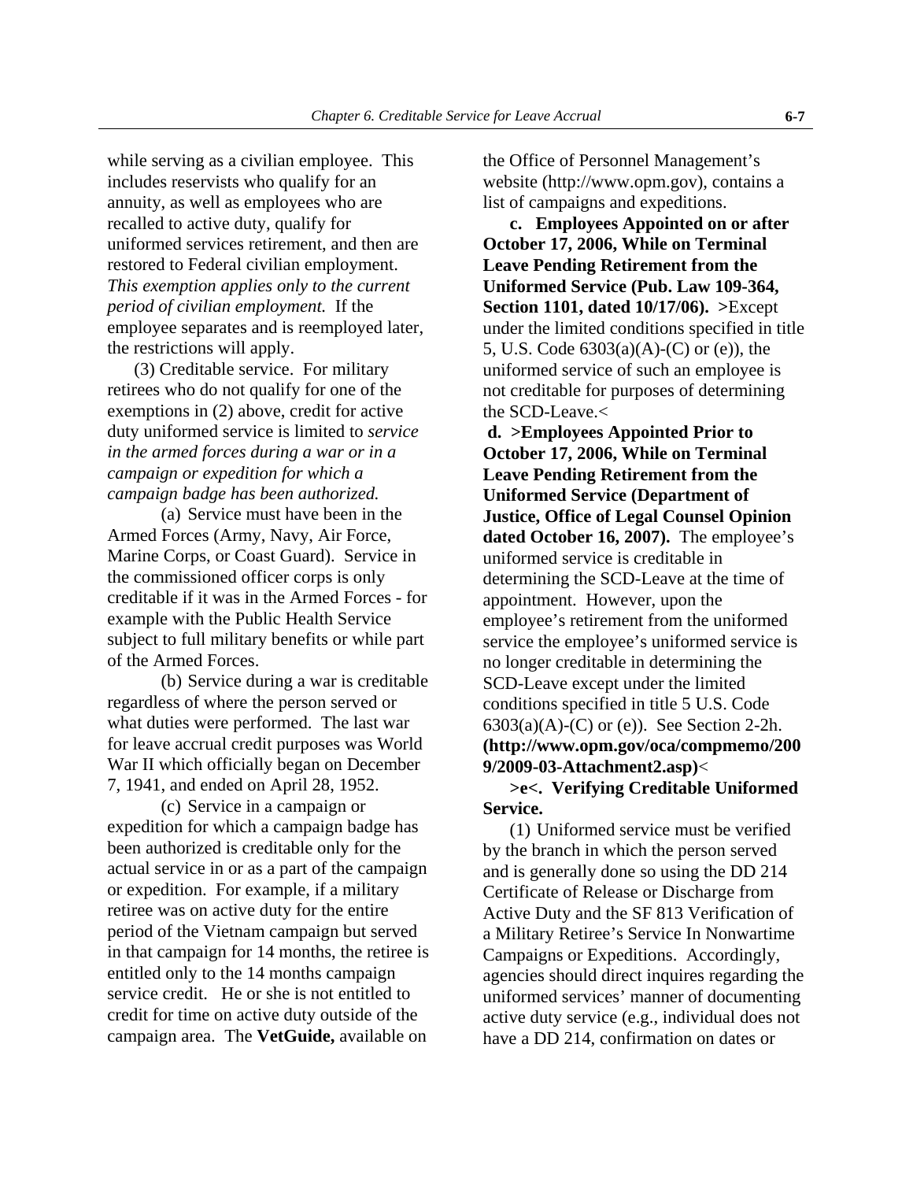while serving as a civilian employee. This includes reservists who qualify for an annuity, as well as employees who are recalled to active duty, qualify for uniformed services retirement, and then are restored to Federal civilian employment. *This exemption applies only to the current period of civilian employment.* If the employee separates and is reemployed later, the restrictions will apply.

(3) Creditable service. For military retirees who do not qualify for one of the exemptions in (2) above, credit for active duty uniformed service is limited to *service in the armed forces during a war or in a campaign or expedition for which a campaign badge has been authorized.*

(a) Service must have been in the Armed Forces (Army, Navy, Air Force, Marine Corps, or Coast Guard). Service in the commissioned officer corps is only creditable if it was in the Armed Forces - for example with the Public Health Service subject to full military benefits or while part of the Armed Forces.

(b) Service during a war is creditable regardless of where the person served or what duties were performed. The last war for leave accrual credit purposes was World War II which officially began on December 7, 1941, and ended on April 28, 1952.

(c) Service in a campaign or expedition for which a campaign badge has been authorized is creditable only for the actual service in or as a part of the campaign or expedition. For example, if a military retiree was on active duty for the entire period of the Vietnam campaign but served in that campaign for 14 months, the retiree is entitled only to the 14 months campaign service credit. He or she is not entitled to credit for time on active duty outside of the campaign area. The **VetGuide,** available on the Office of Personnel Management's website (http://www.opm.gov), contains a list of campaigns and expeditions.

**c. Employees Appointed on or after October 17, 2006, While on Terminal Leave Pending Retirement from the Uniformed Service (Pub. Law 109-364, Section 1101, dated 10/17/06). >**Except under the limited conditions specified in title 5, U.S. Code 6303(a)(A)-(C) or (e)), the uniformed service of such an employee is not creditable for purposes of determining the SCD-Leave.<

**d. >Employees Appointed Prior to October 17, 2006, While on Terminal Leave Pending Retirement from the Uniformed Service (Department of Justice, Office of Legal Counsel Opinion dated October 16, 2007).** The employee's uniformed service is creditable in determining the SCD-Leave at the time of appointment. However, upon the employee's retirement from the uniformed service the employee's uniformed service is no longer creditable in determining the SCD-Leave except under the limited conditions specified in title 5 U.S. Code 6303(a)(A)-(C) or (e)). See Section 2-2h. **(http://www.opm.gov/oca/compmemo/2009/2009-03-Attachment2.asp)**<

**>e<. Verifying Creditable Uniformed Service.**

(1) Uniformed service must be verified by the branch in which the person served and is generally done so using the DD 214 Certificate of Release or Discharge from Active Duty and the SF 813 Verification of a Military Retiree's Service In Nonwartime Campaigns or Expeditions. Accordingly, agencies should direct inquires regarding the uniformed services' manner of documenting active duty service (e.g., individual does not have a DD 214, confirmation on dates or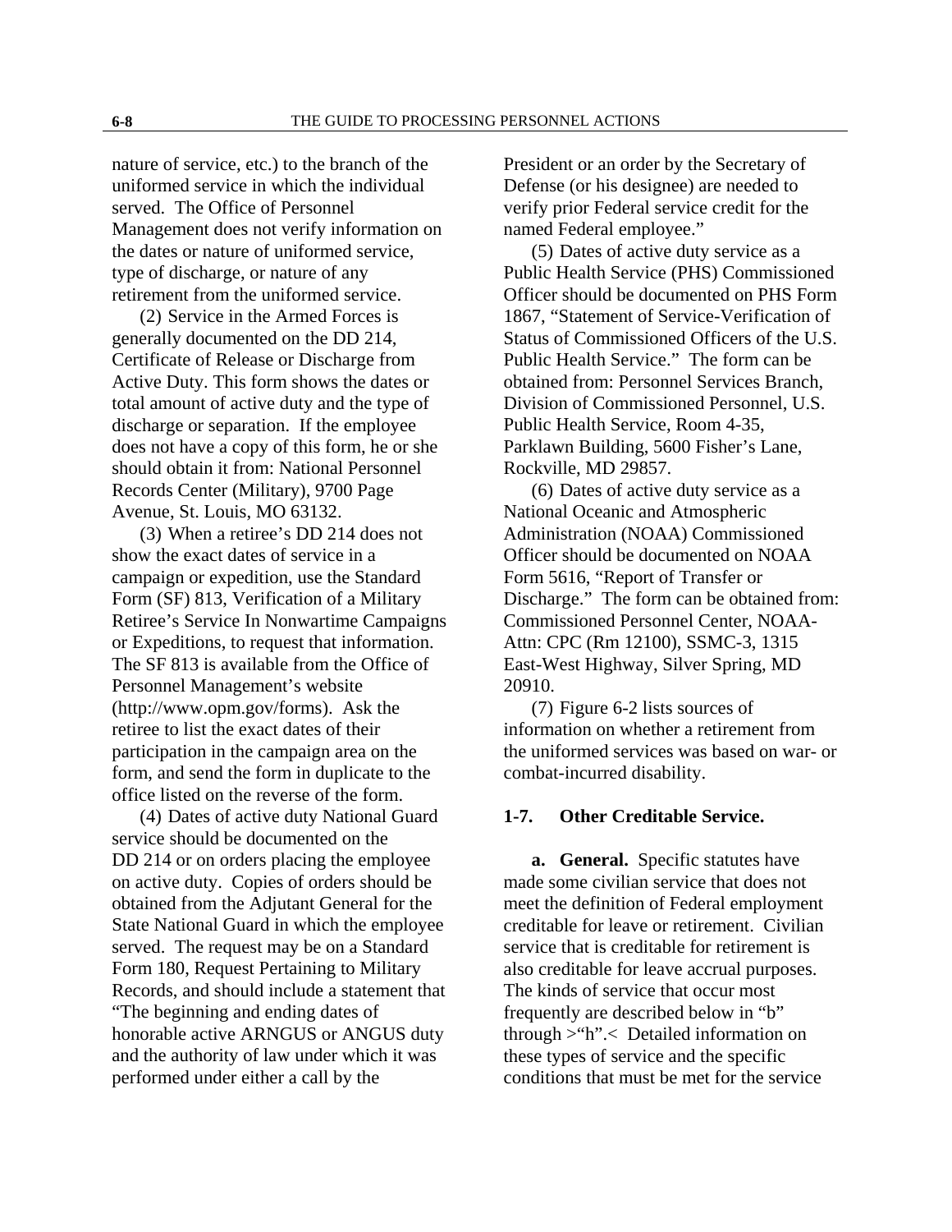nature of service, etc.) to the branch of the uniformed service in which the individual served. The Office of Personnel Management does not verify information on the dates or nature of uniformed service, type of discharge, or nature of any retirement from the uniformed service.

(2) Service in the Armed Forces is generally documented on the DD 214, Certificate of Release or Discharge from Active Duty. This form shows the dates or total amount of active duty and the type of discharge or separation. If the employee does not have a copy of this form, he or she should obtain it from: National Personnel Records Center (Military), 9700 Page Avenue, St. Louis, MO 63132.

(3) When a retiree's DD 214 does not show the exact dates of service in a campaign or expedition, use the Standard Form (SF) 813, Verification of a Military Retiree's Service In Nonwartime Campaigns or Expeditions, to request that information. The SF 813 is available from the Office of Personnel Management's website (http://www.opm.gov/forms). Ask the retiree to list the exact dates of their participation in the campaign area on the form, and send the form in duplicate to the office listed on the reverse of the form.

(4) Dates of active duty National Guard service should be documented on the DD 214 or on orders placing the employee on active duty. Copies of orders should be obtained from the Adjutant General for the State National Guard in which the employee served. The request may be on a Standard Form 180, Request Pertaining to Military Records, and should include a statement that "The beginning and ending dates of honorable active ARNGUS or ANGUS duty and the authority of law under which it was performed under either a call by the President or an order by the Secretary of Defense (or his designee) are needed to verify prior Federal service credit for the named Federal employee."

(5) Dates of active duty service as a Public Health Service (PHS) Commissioned Officer should be documented on PHS Form 1867, "Statement of Service-Verification of Status of Commissioned Officers of the U.S. Public Health Service." The form can be obtained from: Personnel Services Branch, Division of Commissioned Personnel, U.S. Public Health Service, Room 4-35, Parklawn Building, 5600 Fisher's Lane, Rockville, MD 29857.

(6) Dates of active duty service as a National Oceanic and Atmospheric Administration (NOAA) Commissioned Officer should be documented on NOAA Form 5616, "Report of Transfer or Discharge." The form can be obtained from: Commissioned Personnel Center, NOAA-Attn: CPC (Rm 12100), SSMC-3, 1315 East-West Highway, Silver Spring, MD 20910.

(7) Figure 6-2 lists sources of information on whether a retirement from the uniformed services was based on war- or combat-incurred disability.

### 1-7. Other Creditable Service.

**a. General.** Specific statutes have made some civilian service that does not meet the definition of Federal employment creditable for leave or retirement. Civilian service that is creditable for retirement is also creditable for leave accrual purposes. The kinds of service that occur most frequently are described below in "b" through >"h".< Detailed information on these types of service and the specific conditions that must be met for the service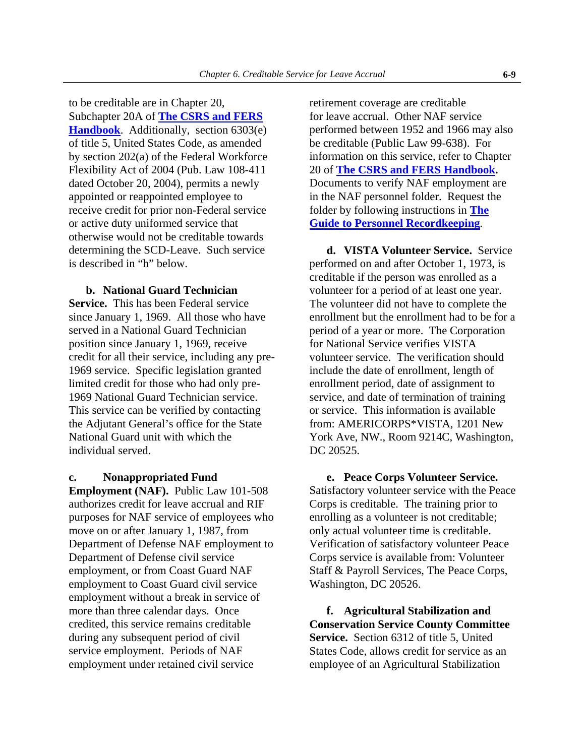to be creditable are in Chapter 20, Subchapter 20A of **The CSRS and FERS Handbook**. Additionally, section 6303(e) of title 5, United States Code, as amended by section 202(a) of the Federal Workforce Flexibility Act of 2004 (Pub. Law 108-411 dated October 20, 2004), permits a newly appointed or reappointed employee to receive credit for prior non-Federal service or active duty uniformed service that otherwise would not be creditable towards determining the SCD-Leave. Such service is described in "h" below.

**b. National Guard Technician Service.** This has been Federal service since January 1, 1969. All those who have served in a National Guard Technician position since January 1, 1969, receive credit for all their service, including any pre-1969 service. Specific legislation granted limited credit for those who had only pre-1969 National Guard Technician service. This service can be verified by contacting the Adjutant General's office for the State National Guard unit with which the individual served.

**c. Nonappropriated Fund Employment (NAF).** Public Law 101-508 authorizes credit for leave accrual and RIF purposes for NAF service of employees who move on or after January 1, 1987, from Department of Defense NAF employment to Department of Defense civil service employment, or from Coast Guard NAF employment to Coast Guard civil service employment without a break in service of more than three calendar days. Once credited, this service remains creditable during any subsequent period of civil service employment. Periods of NAF employment under retained civil service retirement coverage are creditable for leave accrual. Other NAF service performed between 1952 and 1966 may also be creditable (Public Law 99-638). For information on this service, refer to Chapter 20 of **The CSRS and FERS Handbook.** Documents to verify NAF employment are in the NAF personnel folder. Request the folder by following instructions in **The Guide to Personnel Recordkeeping**.

**d. VISTA Volunteer Service.** Service performed on and after October 1, 1973, is creditable if the person was enrolled as a volunteer for a period of at least one year. The volunteer did not have to complete the enrollment but the enrollment had to be for a period of a year or more. The Corporation for National Service verifies VISTA volunteer service. The verification should include the date of enrollment, length of enrollment period, date of assignment to service, and date of termination of training or service. This information is available from: AMERICORPS*VISTA, 1201 New York Ave, NW., Room 9214C, Washington, DC 20525.

**e. Peace Corps Volunteer Service.** Satisfactory volunteer service with the Peace Corps is creditable. The training prior to enrolling as a volunteer is not creditable; only actual volunteer time is creditable. Verification of satisfactory volunteer Peace Corps service is available from: Volunteer Staff & Payroll Services, The Peace Corps, Washington, DC 20526.

**f. Agricultural Stabilization and Conservation Service County Committee Service.** Section 6312 of title 5, United States Code, allows credit for service as an employee of an Agricultural Stabilization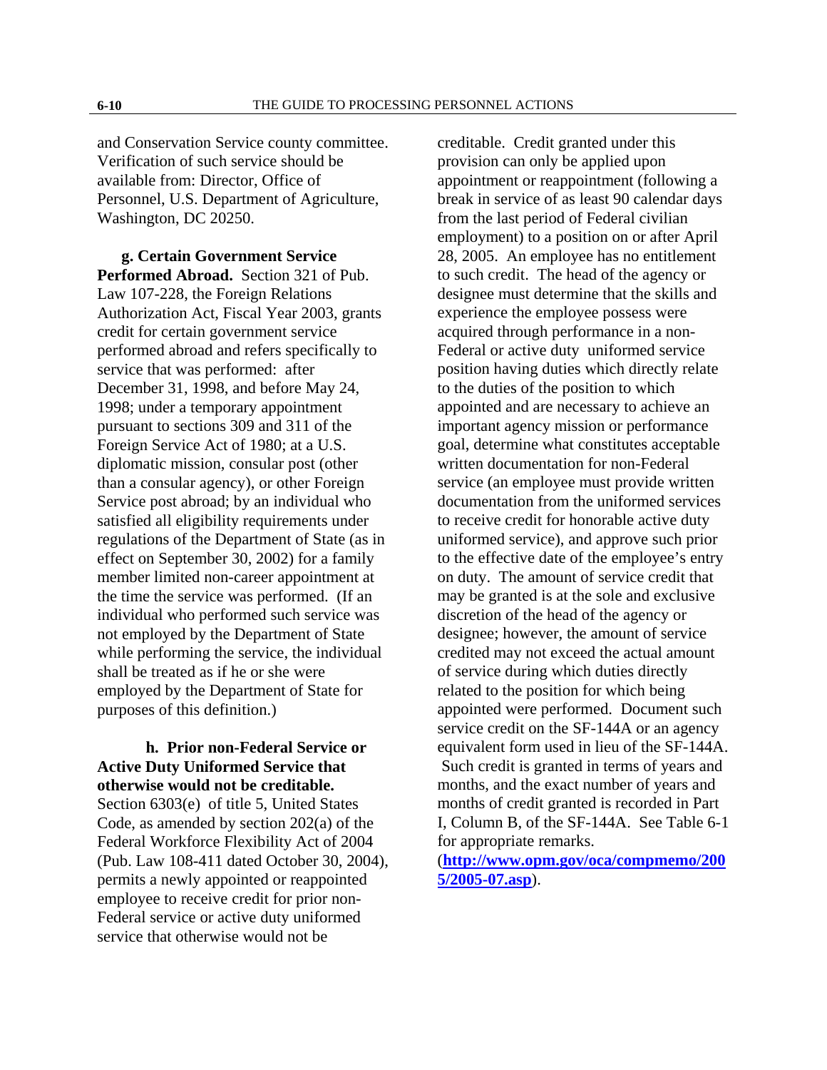and Conservation Service county committee. Verification of such service should be available from: Director, Office of Personnel, U.S. Department of Agriculture, Washington, DC 20250.

**g. Certain Government Service Performed Abroad.** Section 321 of Pub. Law 107-228, the Foreign Relations Authorization Act, Fiscal Year 2003, grants credit for certain government service performed abroad and refers specifically to service that was performed: after December 31, 1998, and before May 24, 1998; under a temporary appointment pursuant to sections 309 and 311 of the Foreign Service Act of 1980; at a U.S. diplomatic mission, consular post (other than a consular agency), or other Foreign Service post abroad; by an individual who satisfied all eligibility requirements under regulations of the Department of State (as in effect on September 30, 2002) for a family member limited non-career appointment at the time the service was performed. (If an individual who performed such service was not employed by the Department of State while performing the service, the individual shall be treated as if he or she were employed by the Department of State for purposes of this definition.)

**h. Prior non-Federal Service or Active Duty Uniformed Service that otherwise would not be creditable.** Section 6303(e) of title 5, United States Code, as amended by section 202(a) of the Federal Workforce Flexibility Act of 2004 (Pub. Law 108-411 dated October 30, 2004), permits a newly appointed or reappointed employee to receive credit for prior non-Federal service or active duty uniformed service that otherwise would not be creditable. Credit granted under this provision can only be applied upon appointment or reappointment (following a break in service of as least 90 calendar days from the last period of Federal civilian employment) to a position on or after April 28, 2005. An employee has no entitlement to such credit. The head of the agency or designee must determine that the skills and experience the employee possess were acquired through performance in a non-Federal or active duty uniformed service position having duties which directly relate to the duties of the position to which appointed and are necessary to achieve an important agency mission or performance goal, determine what constitutes acceptable written documentation for non-Federal service (an employee must provide written documentation from the uniformed services to receive credit for honorable active duty uniformed service), and approve such prior to the effective date of the employee's entry on duty. The amount of service credit that may be granted is at the sole and exclusive discretion of the head of the agency or designee; however, the amount of service credited may not exceed the actual amount of service during which duties directly related to the position for which being appointed were performed. Document such service credit on the SF-144A or an agency equivalent form used in lieu of the SF-144A. Such credit is granted in terms of years and months, and the exact number of years and months of credit granted is recorded in Part I, Column B, of the SF-144A. See Table 6-1 for appropriate remarks. (**http://www.opm.gov/oca/compmemo/2005/2005-07.asp**).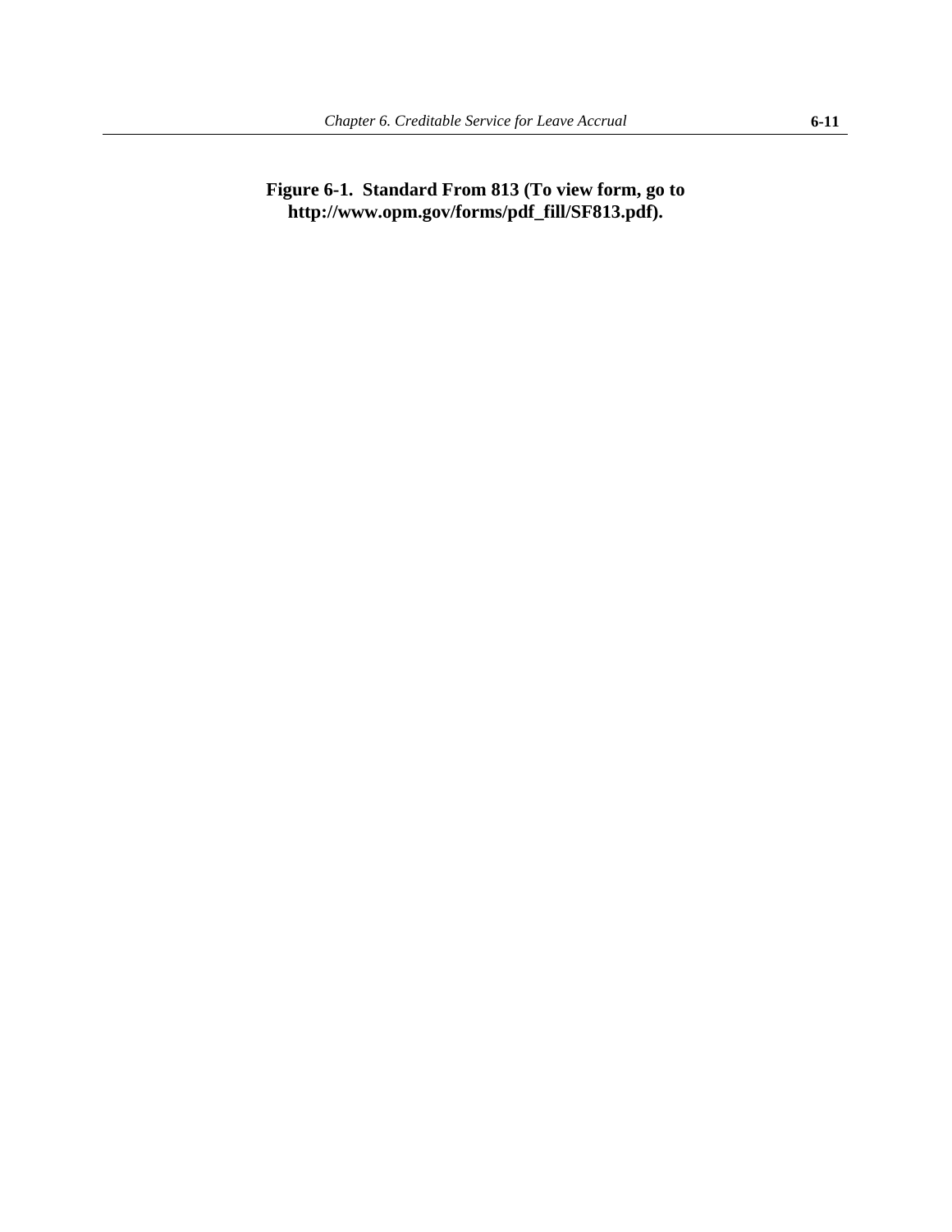**Figure 6-1. Standard From 813 (To view form, go to http://www.opm.gov/forms/pdf_fill/SF813.pdf).**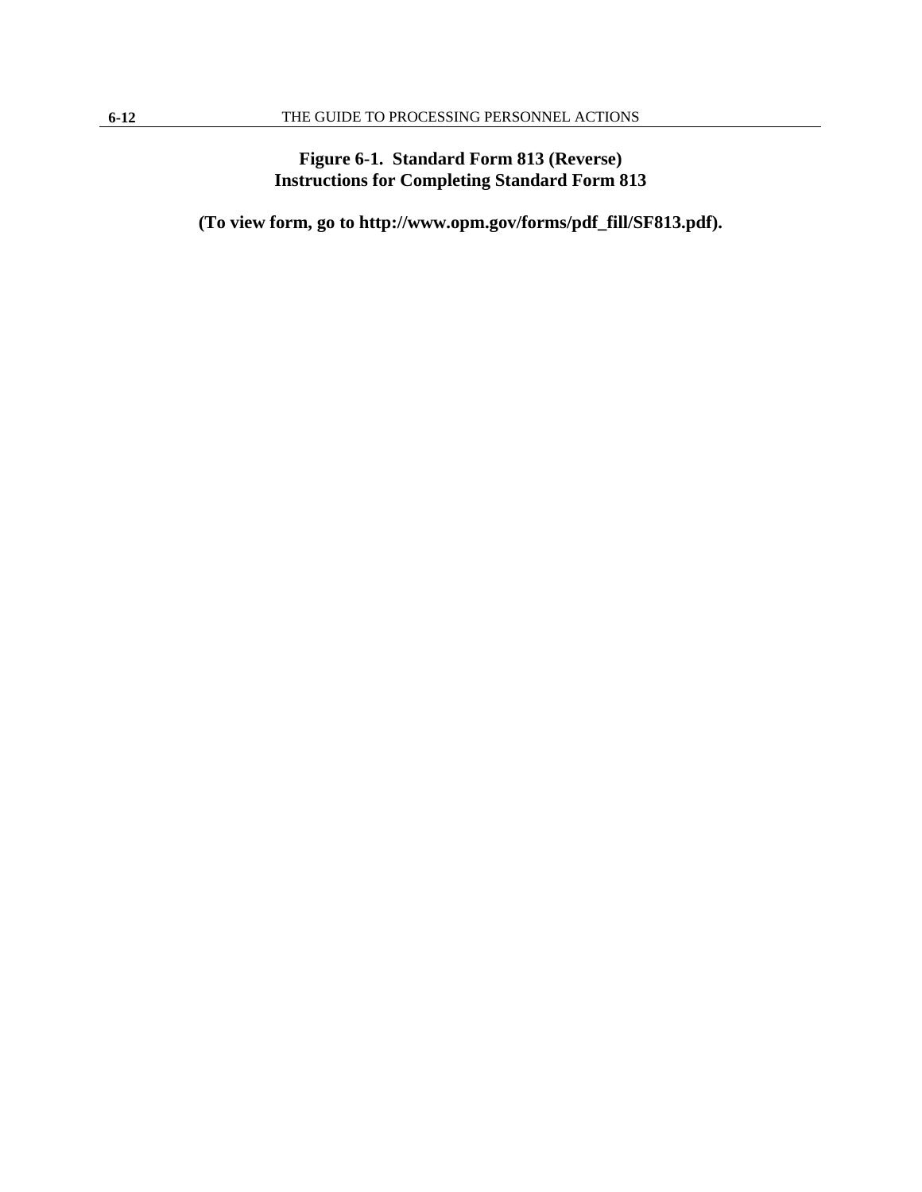**Figure 6-1. Standard Form 813 (Reverse)**
**Instructions for Completing Standard Form 813**

**(To view form, go to http://www.opm.gov/forms/pdf_fill/SF813.pdf).**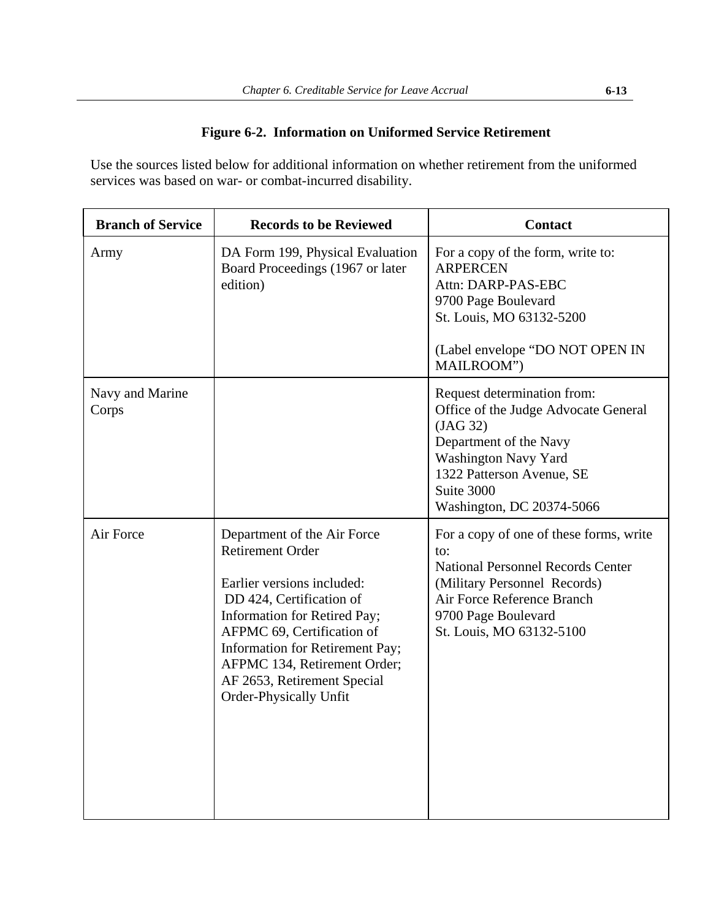## Figure 6-2. Information on Uniformed Service Retirement

Use the sources listed below for additional information on whether retirement from the uniformed services was based on war- or combat-incurred disability.

| Branch of Service | Records to be Reviewed | Contact |
|---|---|---|
| Army | DA Form 199, Physical Evaluation Board Proceedings (1967 or later edition) | For a copy of the form, write to:<br>ARPERCEN<br>Attn: DARP-PAS-EBC<br>9700 Page Boulevard<br>St. Louis, MO 63132-5200<br><br>(Label envelope "DO NOT OPEN IN MAILROOM") |
| Navy and Marine Corps | | Request determination from:<br>Office of the Judge Advocate General (JAG 32)<br>Department of the Navy<br>Washington Navy Yard<br>1322 Patterson Avenue, SE<br>Suite 3000<br>Washington, DC 20374-5066 |
| Air Force | Department of the Air Force Retirement Order<br><br>Earlier versions included:<br>DD 424, Certification of Information for Retired Pay;<br>AFPMC 69, Certification of Information for Retirement Pay;<br>AFPMC 134, Retirement Order;<br>AF 2653, Retirement Special Order-Physically Unfit | For a copy of one of these forms, write to:<br>National Personnel Records Center (Military Personnel Records)<br>Air Force Reference Branch<br>9700 Page Boulevard<br>St. Louis, MO 63132-5100 |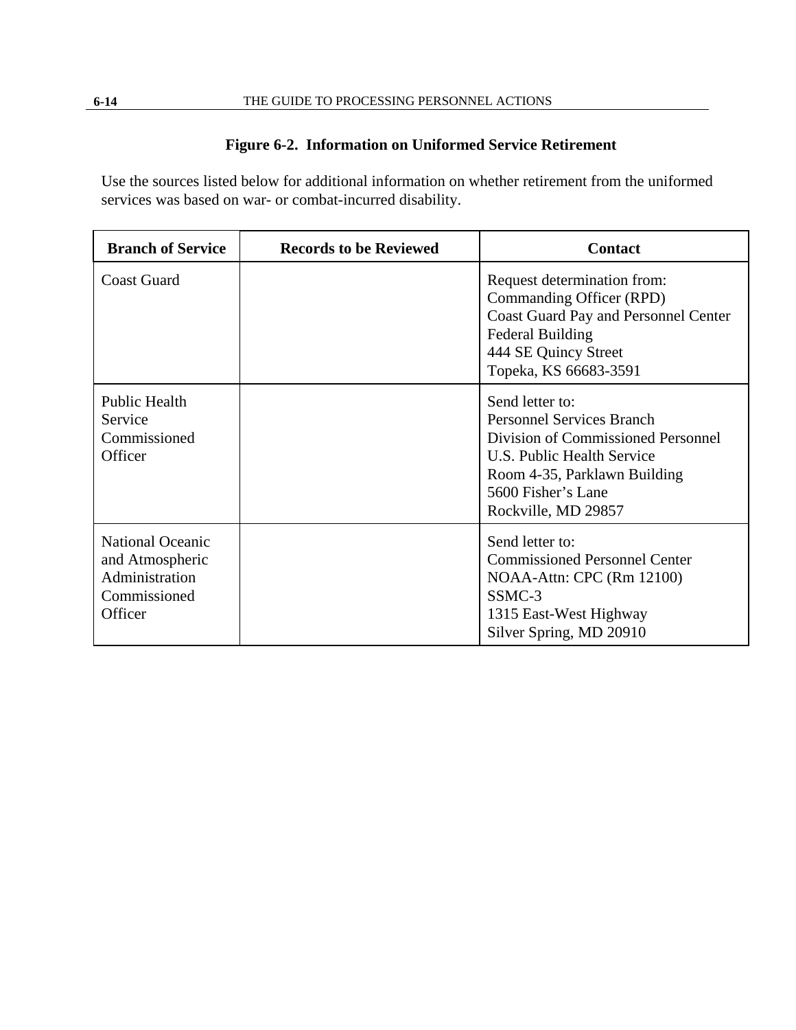**Figure 6-2. Information on Uniformed Service Retirement**

Use the sources listed below for additional information on whether retirement from the uniformed services was based on war- or combat-incurred disability.

| Branch of Service | Records to be Reviewed | Contact |
|---|---|---|
| Coast Guard | | Request determination from:<br>Commanding Officer (RPD)<br>Coast Guard Pay and Personnel Center<br>Federal Building<br>444 SE Quincy Street<br>Topeka, KS 66683-3591 |
| Public Health Service Commissioned Officer | | Send letter to:<br>Personnel Services Branch<br>Division of Commissioned Personnel<br>U.S. Public Health Service<br>Room 4-35, Parklawn Building<br>5600 Fisher's Lane<br>Rockville, MD 29857 |
| National Oceanic and Atmospheric Administration Commissioned Officer | | Send letter to:<br>Commissioned Personnel Center<br>NOAA-Attn: CPC (Rm 12100)<br>SSMC-3<br>1315 East-West Highway<br>Silver Spring, MD 20910 |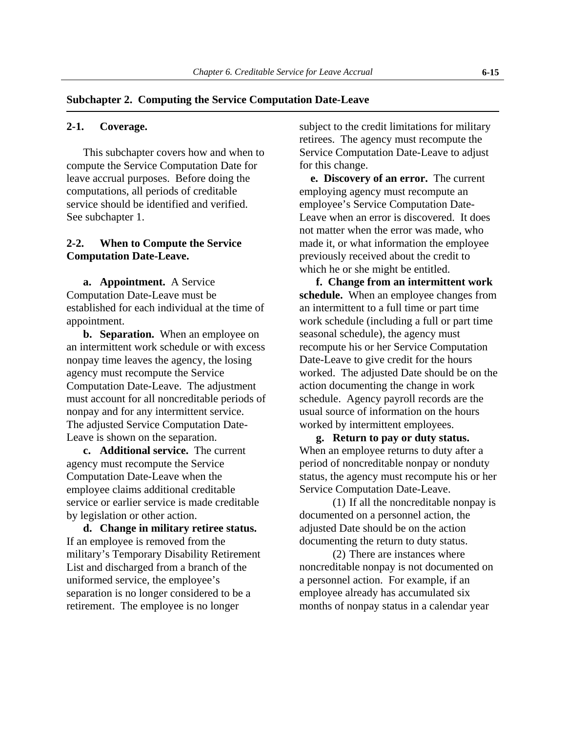## Subchapter 2. Computing the Service Computation Date-Leave

### 2-1. Coverage.

This subchapter covers how and when to compute the Service Computation Date for leave accrual purposes. Before doing the computations, all periods of creditable service should be identified and verified. See subchapter 1.

### 2-2. When to Compute the Service Computation Date-Leave.

**a. Appointment.** A Service Computation Date-Leave must be established for each individual at the time of appointment.

**b. Separation.** When an employee on an intermittent work schedule or with excess nonpay time leaves the agency, the losing agency must recompute the Service Computation Date-Leave. The adjustment must account for all noncreditable periods of nonpay and for any intermittent service. The adjusted Service Computation Date-Leave is shown on the separation.

**c. Additional service.** The current agency must recompute the Service Computation Date-Leave when the employee claims additional creditable service or earlier service is made creditable by legislation or other action.

**d. Change in military retiree status.** If an employee is removed from the military's Temporary Disability Retirement List and discharged from a branch of the uniformed service, the employee's separation is no longer considered to be a retirement. The employee is no longer subject to the credit limitations for military retirees. The agency must recompute the Service Computation Date-Leave to adjust for this change.

**e. Discovery of an error.** The current employing agency must recompute an employee's Service Computation Date-Leave when an error is discovered. It does not matter when the error was made, who made it, or what information the employee previously received about the credit to which he or she might be entitled.

**f. Change from an intermittent work schedule.** When an employee changes from an intermittent to a full time or part time work schedule (including a full or part time seasonal schedule), the agency must recompute his or her Service Computation Date-Leave to give credit for the hours worked. The adjusted Date should be on the action documenting the change in work schedule. Agency payroll records are the usual source of information on the hours worked by intermittent employees.

**g. Return to pay or duty status.** When an employee returns to duty after a period of noncreditable nonpay or nonduty status, the agency must recompute his or her Service Computation Date-Leave.

(1) If all the noncreditable nonpay is documented on a personnel action, the adjusted Date should be on the action documenting the return to duty status.

(2) There are instances where noncreditable nonpay is not documented on a personnel action. For example, if an employee already has accumulated six months of nonpay status in a calendar year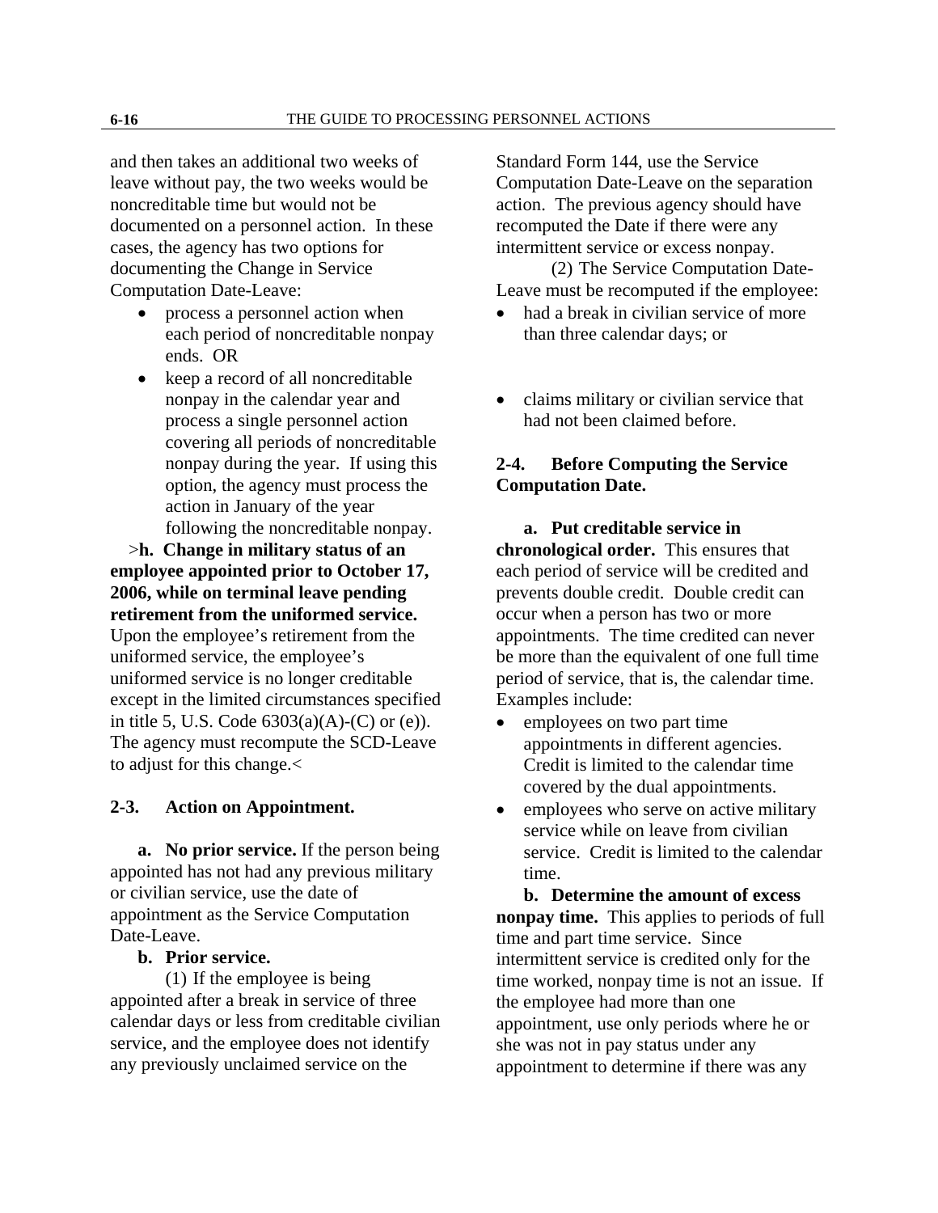and then takes an additional two weeks of leave without pay, the two weeks would be noncreditable time but would not be documented on a personnel action. In these cases, the agency has two options for documenting the Change in Service Computation Date-Leave:

- process a personnel action when each period of noncreditable nonpay ends. OR
- keep a record of all noncreditable nonpay in the calendar year and process a single personnel action covering all periods of noncreditable nonpay during the year. If using this option, the agency must process the action in January of the year following the noncreditable nonpay.

>**h. Change in military status of an employee appointed prior to October 17, 2006, while on terminal leave pending retirement from the uniformed service.** Upon the employee's retirement from the uniformed service, the employee's uniformed service is no longer creditable except in the limited circumstances specified in title 5, U.S. Code 6303(a)(A)-(C) or (e)). The agency must recompute the SCD-Leave to adjust for this change.<

## 2-3. Action on Appointment.

**a. No prior service.** If the person being appointed has not had any previous military or civilian service, use the date of appointment as the Service Computation Date-Leave.

**b. Prior service.**

(1) If the employee is being appointed after a break in service of three calendar days or less from creditable civilian service, and the employee does not identify any previously unclaimed service on the Standard Form 144, use the Service Computation Date-Leave on the separation action. The previous agency should have recomputed the Date if there were any intermittent service or excess nonpay.

(2) The Service Computation Date-Leave must be recomputed if the employee:

- had a break in civilian service of more than three calendar days; or
- claims military or civilian service that had not been claimed before.

## 2-4. Before Computing the Service Computation Date.

**a. Put creditable service in chronological order.** This ensures that each period of service will be credited and prevents double credit. Double credit can occur when a person has two or more appointments. The time credited can never be more than the equivalent of one full time period of service, that is, the calendar time. Examples include:

- employees on two part time appointments in different agencies. Credit is limited to the calendar time covered by the dual appointments.
- employees who serve on active military service while on leave from civilian service. Credit is limited to the calendar time.

**b. Determine the amount of excess nonpay time.** This applies to periods of full time and part time service. Since intermittent service is credited only for the time worked, nonpay time is not an issue. If the employee had more than one appointment, use only periods where he or she was not in pay status under any appointment to determine if there was any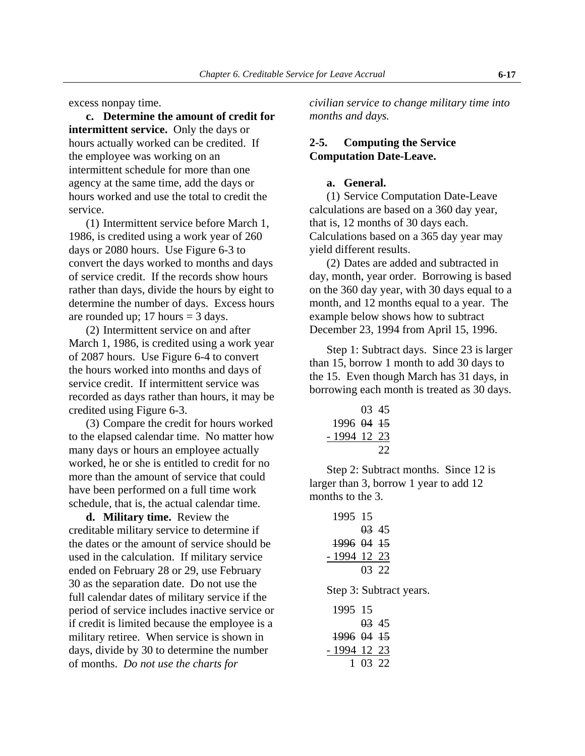excess nonpay time.

**c. Determine the amount of credit for intermittent service.** Only the days or hours actually worked can be credited. If the employee was working on an intermittent schedule for more than one agency at the same time, add the days or hours worked and use the total to credit the service.

(1) Intermittent service before March 1, 1986, is credited using a work year of 260 days or 2080 hours. Use Figure 6-3 to convert the days worked to months and days of service credit. If the records show hours rather than days, divide the hours by eight to determine the number of days. Excess hours are rounded up; 17 hours = 3 days.

(2) Intermittent service on and after March 1, 1986, is credited using a work year of 2087 hours. Use Figure 6-4 to convert the hours worked into months and days of service credit. If intermittent service was recorded as days rather than hours, it may be credited using Figure 6-3.

(3) Compare the credit for hours worked to the elapsed calendar time. No matter how many days or hours an employee actually worked, he or she is entitled to credit for no more than the amount of service that could have been performed on a full time work schedule, that is, the actual calendar time.

**d. Military time.** Review the creditable military service to determine if the dates or the amount of service should be used in the calculation. If military service ended on February 28 or 29, use February 30 as the separation date. Do not use the full calendar dates of military service if the period of service includes inactive service or if credit is limited because the employee is a military retiree. When service is shown in days, divide by 30 to determine the number of months. *Do not use the charts for civilian service to change military time into months and days.*

## 2-5. Computing the Service Computation Date-Leave.

**a. General.**

(1) Service Computation Date-Leave calculations are based on a 360 day year, that is, 12 months of 30 days each. Calculations based on a 365 day year may yield different results.

(2) Dates are added and subtracted in day, month, year order. Borrowing is based on the 360 day year, with 30 days equal to a month, and 12 months equal to a year. The example below shows how to subtract December 23, 1994 from April 15, 1996.

Step 1: Subtract days. Since 23 is larger than 15, borrow 1 month to add 30 days to the 15. Even though March has 31 days, in borrowing each month is treated as 30 days.

```
        03 45
  1996 ~~04~~ ~~15~~
- 1994 12 23
           22
```

Step 2: Subtract months. Since 12 is larger than 3, borrow 1 year to add 12 months to the 3.

```
  1995 15
       ~~03~~ 45
  ~~1996~~ ~~04~~ ~~15~~
- 1994 12 23
        03 22
```

Step 3: Subtract years.

```
  1995 15
       ~~03~~ 45
  ~~1996~~ ~~04~~ ~~15~~
- 1994 12 23
      1 03 22
```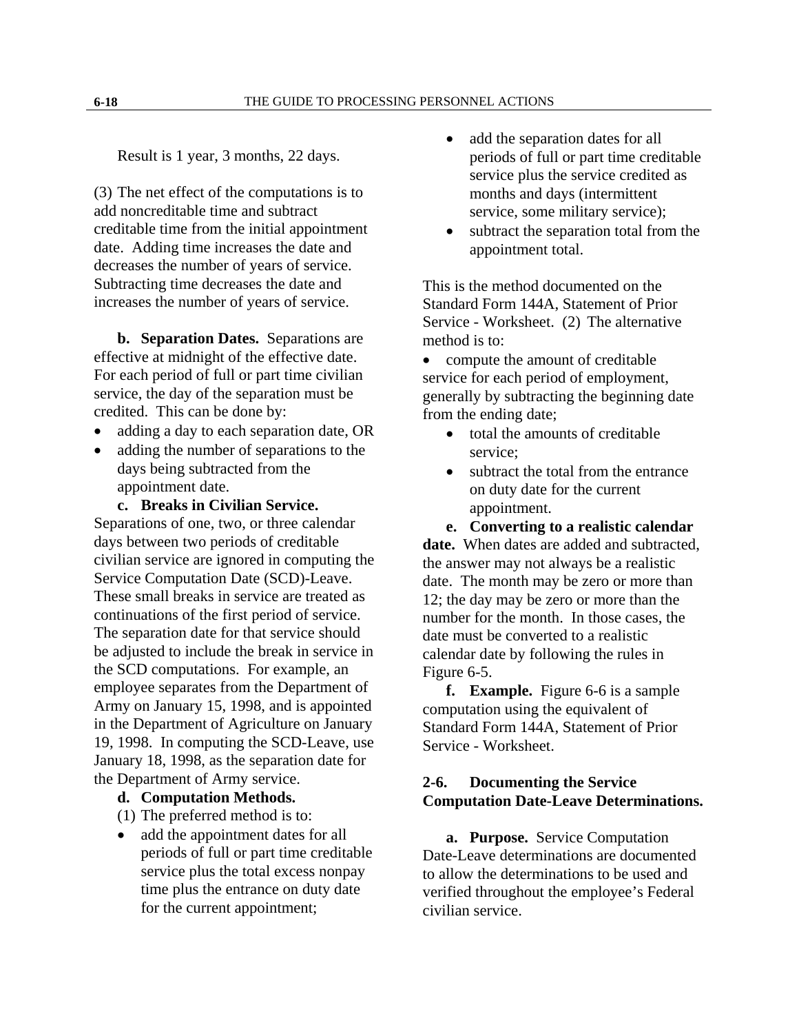Result is 1 year, 3 months, 22 days.

(3) The net effect of the computations is to add noncreditable time and subtract creditable time from the initial appointment date. Adding time increases the date and decreases the number of years of service. Subtracting time decreases the date and increases the number of years of service.

**b. Separation Dates.** Separations are effective at midnight of the effective date. For each period of full or part time civilian service, the day of the separation must be credited. This can be done by:

- adding a day to each separation date, OR
- adding the number of separations to the days being subtracted from the appointment date.

**c. Breaks in Civilian Service.** Separations of one, two, or three calendar days between two periods of creditable civilian service are ignored in computing the Service Computation Date (SCD)-Leave. These small breaks in service are treated as continuations of the first period of service. The separation date for that service should be adjusted to include the break in service in the SCD computations. For example, an employee separates from the Department of Army on January 15, 1998, and is appointed in the Department of Agriculture on January 19, 1998. In computing the SCD-Leave, use January 18, 1998, as the separation date for the Department of Army service.

**d. Computation Methods.**

(1) The preferred method is to:

- add the appointment dates for all periods of full or part time creditable service plus the total excess nonpay time plus the entrance on duty date for the current appointment;
- add the separation dates for all periods of full or part time creditable service plus the service credited as months and days (intermittent service, some military service);
- subtract the separation total from the appointment total.

This is the method documented on the Standard Form 144A, Statement of Prior Service - Worksheet. (2) The alternative method is to:

- compute the amount of creditable service for each period of employment, generally by subtracting the beginning date from the ending date;
- total the amounts of creditable service;
- subtract the total from the entrance on duty date for the current appointment.

**e. Converting to a realistic calendar date.** When dates are added and subtracted, the answer may not always be a realistic date. The month may be zero or more than 12; the day may be zero or more than the number for the month. In those cases, the date must be converted to a realistic calendar date by following the rules in Figure 6-5.

**f. Example.** Figure 6-6 is a sample computation using the equivalent of Standard Form 144A, Statement of Prior Service - Worksheet.

## 2-6. Documenting the Service Computation Date-Leave Determinations.

**a. Purpose.** Service Computation Date-Leave determinations are documented to allow the determinations to be used and verified throughout the employee's Federal civilian service.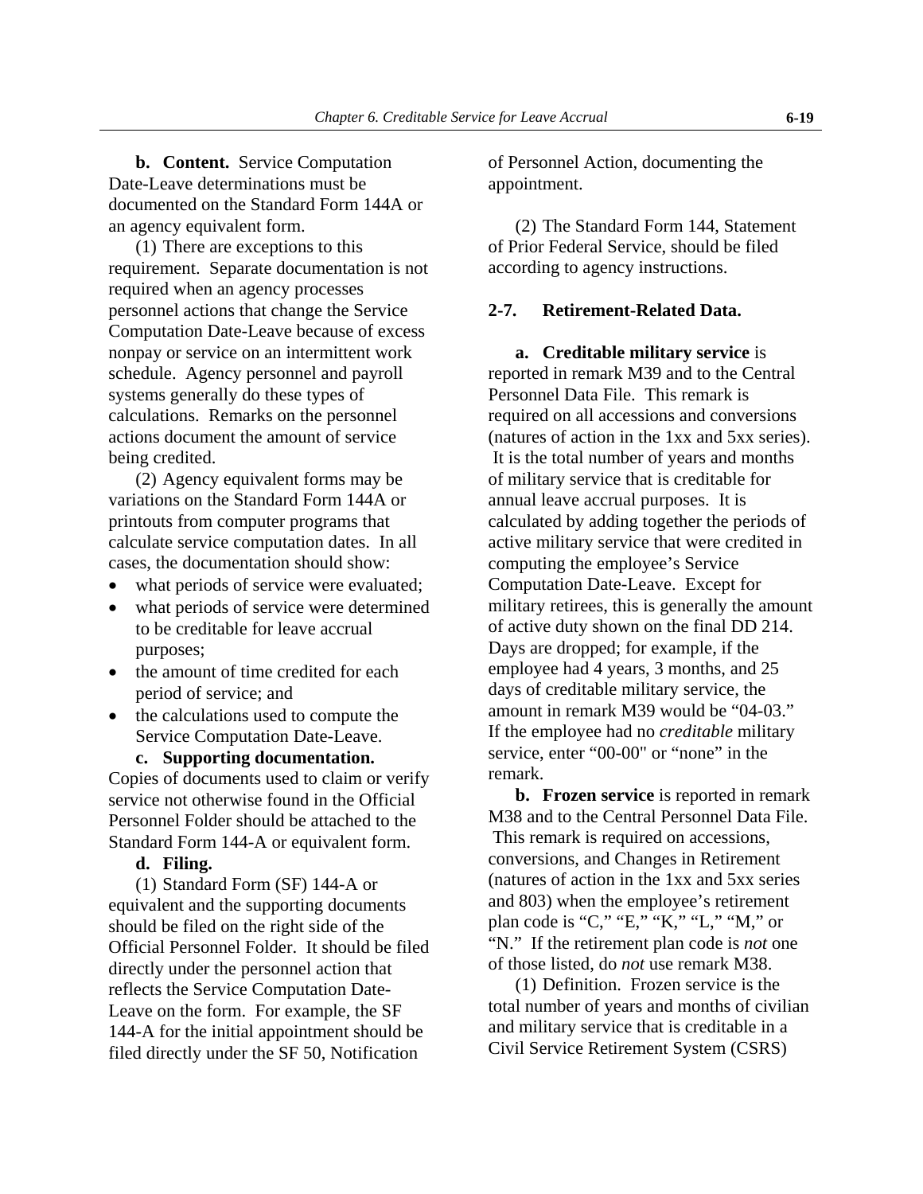**b. Content.** Service Computation Date-Leave determinations must be documented on the Standard Form 144A or an agency equivalent form.

(1) There are exceptions to this requirement. Separate documentation is not required when an agency processes personnel actions that change the Service Computation Date-Leave because of excess nonpay or service on an intermittent work schedule. Agency personnel and payroll systems generally do these types of calculations. Remarks on the personnel actions document the amount of service being credited.

(2) Agency equivalent forms may be variations on the Standard Form 144A or printouts from computer programs that calculate service computation dates. In all cases, the documentation should show:

- what periods of service were evaluated;
- what periods of service were determined to be creditable for leave accrual purposes;
- the amount of time credited for each period of service; and
- the calculations used to compute the Service Computation Date-Leave.

**c. Supporting documentation.** Copies of documents used to claim or verify service not otherwise found in the Official Personnel Folder should be attached to the Standard Form 144-A or equivalent form.

**d. Filing.**

(1) Standard Form (SF) 144-A or equivalent and the supporting documents should be filed on the right side of the Official Personnel Folder. It should be filed directly under the personnel action that reflects the Service Computation Date-Leave on the form. For example, the SF 144-A for the initial appointment should be filed directly under the SF 50, Notification of Personnel Action, documenting the appointment.

(2) The Standard Form 144, Statement of Prior Federal Service, should be filed according to agency instructions.

### 2-7. Retirement-Related Data.

**a. Creditable military service** is reported in remark M39 and to the Central Personnel Data File. This remark is required on all accessions and conversions (natures of action in the 1xx and 5xx series). It is the total number of years and months of military service that is creditable for annual leave accrual purposes. It is calculated by adding together the periods of active military service that were credited in computing the employee's Service Computation Date-Leave. Except for military retirees, this is generally the amount of active duty shown on the final DD 214. Days are dropped; for example, if the employee had 4 years, 3 months, and 25 days of creditable military service, the amount in remark M39 would be "04-03." If the employee had no *creditable* military service, enter "00-00" or "none" in the remark.

**b. Frozen service** is reported in remark M38 and to the Central Personnel Data File. This remark is required on accessions, conversions, and Changes in Retirement (natures of action in the 1xx and 5xx series and 803) when the employee's retirement plan code is "C," "E," "K," "L," "M," or "N." If the retirement plan code is *not* one of those listed, do *not* use remark M38.

(1) Definition. Frozen service is the total number of years and months of civilian and military service that is creditable in a Civil Service Retirement System (CSRS)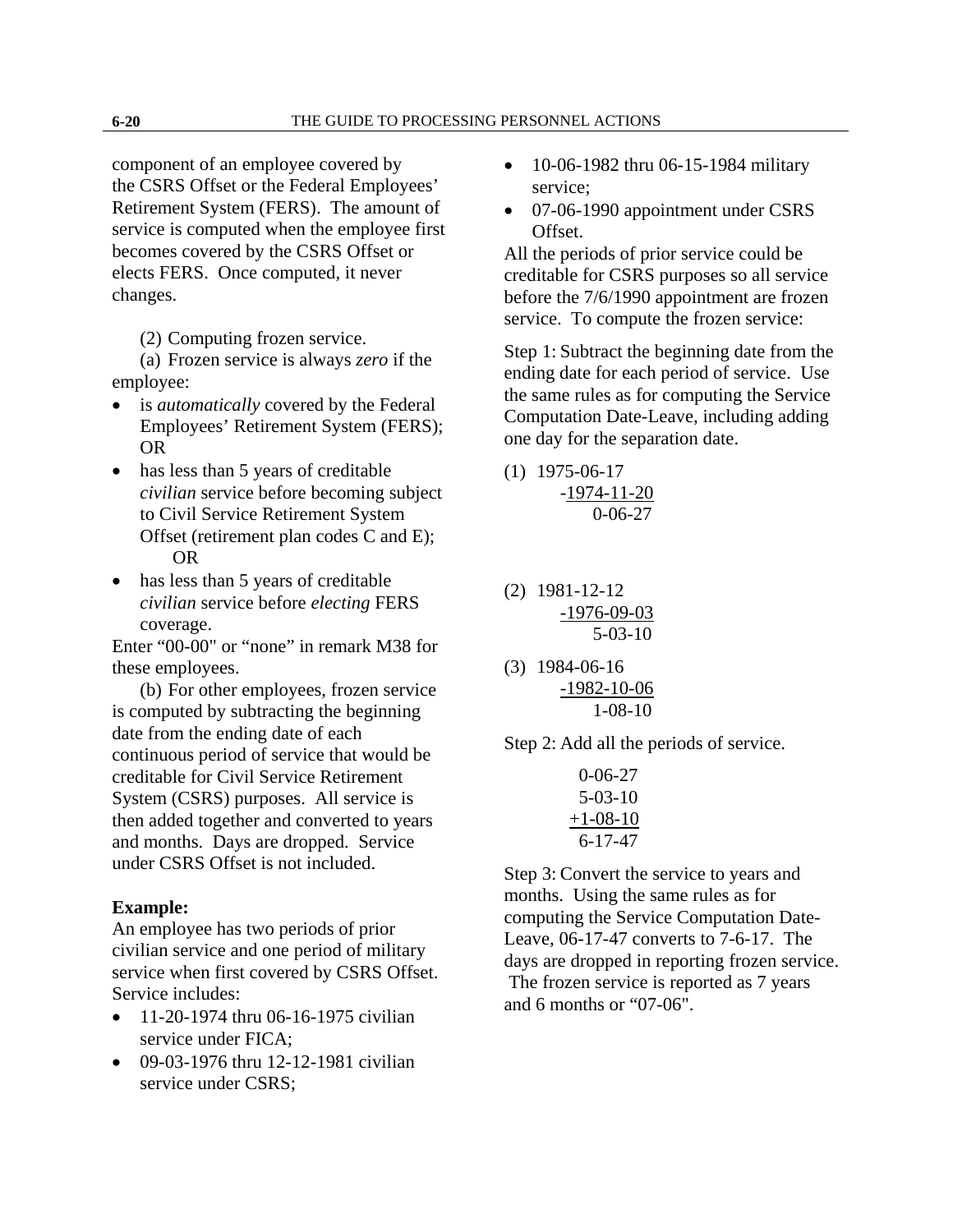component of an employee covered by the CSRS Offset or the Federal Employees' Retirement System (FERS). The amount of service is computed when the employee first becomes covered by the CSRS Offset or elects FERS. Once computed, it never changes.

(2) Computing frozen service.

(a) Frozen service is always *zero* if the employee:

- is *automatically* covered by the Federal Employees' Retirement System (FERS); OR
- has less than 5 years of creditable *civilian* service before becoming subject to Civil Service Retirement System Offset (retirement plan codes C and E); OR
- has less than 5 years of creditable *civilian* service before *electing* FERS coverage.

Enter "00-00" or "none" in remark M38 for these employees.

(b) For other employees, frozen service is computed by subtracting the beginning date from the ending date of each continuous period of service that would be creditable for Civil Service Retirement System (CSRS) purposes. All service is then added together and converted to years and months. Days are dropped. Service under CSRS Offset is not included.

**Example:**

An employee has two periods of prior civilian service and one period of military service when first covered by CSRS Offset. Service includes:

- 11-20-1974 thru 06-16-1975 civilian service under FICA;
- 09-03-1976 thru 12-12-1981 civilian service under CSRS;
- 10-06-1982 thru 06-15-1984 military service;
- 07-06-1990 appointment under CSRS Offset.

All the periods of prior service could be creditable for CSRS purposes so all service before the 7/6/1990 appointment are frozen service. To compute the frozen service:

Step 1: Subtract the beginning date from the ending date for each period of service. Use the same rules as for computing the Service Computation Date-Leave, including adding one day for the separation date.

```
(1)  1975-06-17
    -1974-11-20
       0-06-27

(2)  1981-12-12
    -1976-09-03
       5-03-10

(3)  1984-06-16
    -1982-10-06
       1-08-10
```

Step 2: Add all the periods of service.

```
  0-06-27
  5-03-10
 +1-08-10
  6-17-47
```

Step 3: Convert the service to years and months. Using the same rules as for computing the Service Computation Date-Leave, 06-17-47 converts to 7-6-17. The days are dropped in reporting frozen service. The frozen service is reported as 7 years and 6 months or "07-06".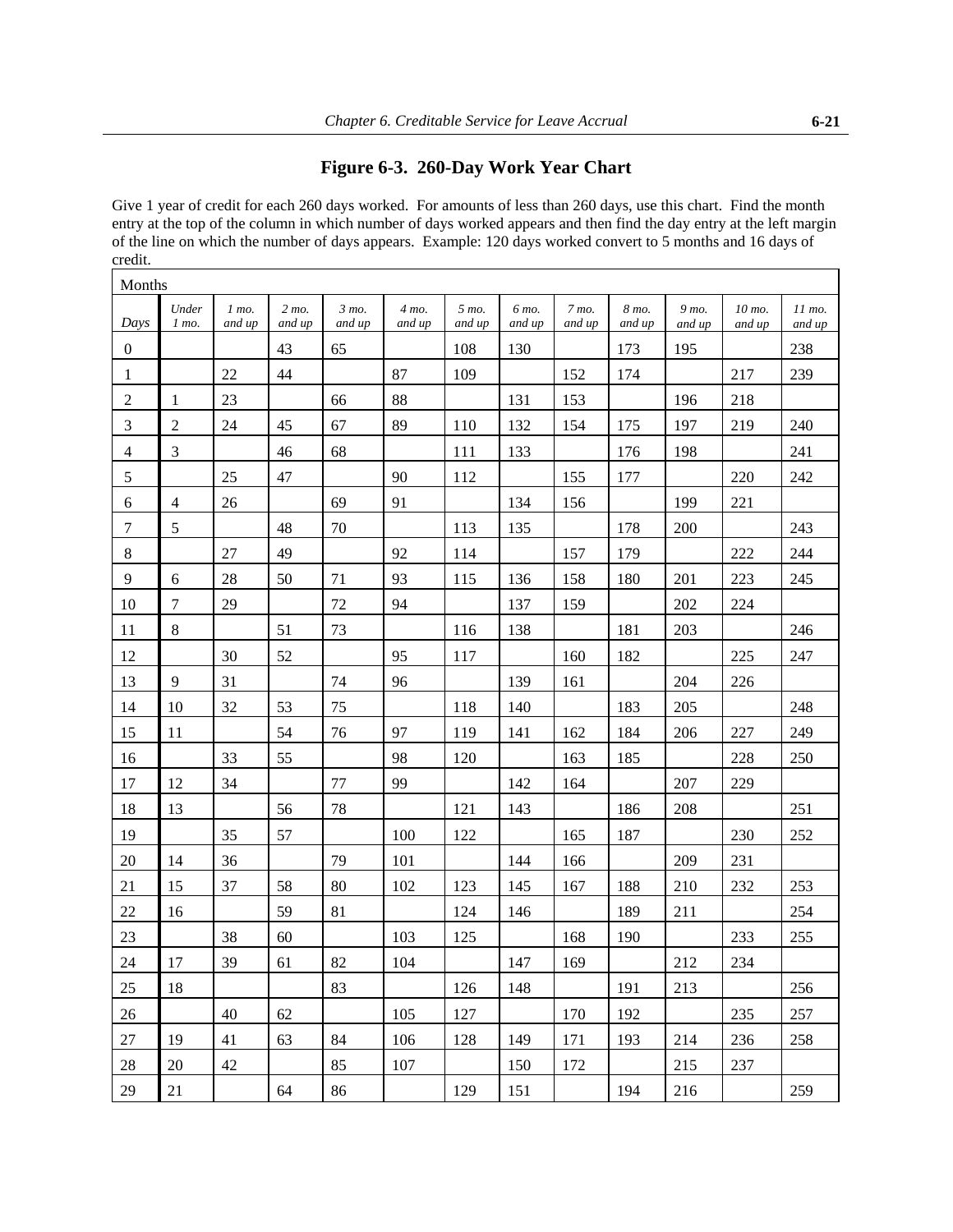## Figure 6-3. 260-Day Work Year Chart

Give 1 year of credit for each 260 days worked. For amounts of less than 260 days, use this chart. Find the month entry at the top of the column in which number of days worked appears and then find the day entry at the left margin of the line on which the number of days appears. Example: 120 days worked convert to 5 months and 16 days of credit.

| Months | | | | | | | | | | | | |
|---|---|---|---|---|---|---|---|---|---|---|---|---|
| *Days* | *Under 1 mo.* | *1 mo. and up* | *2 mo. and up* | *3 mo. and up* | *4 mo. and up* | *5 mo. and up* | *6 mo. and up* | *7 mo. and up* | *8 mo. and up* | *9 mo. and up* | *10 mo. and up* | *11 mo. and up* |
| 0 | | | 43 | 65 | | 108 | 130 | | 173 | 195 | | 238 |
| 1 | | 22 | 44 | | 87 | 109 | | 152 | 174 | | 217 | 239 |
| 2 | 1 | 23 | | 66 | 88 | | 131 | 153 | | 196 | 218 | |
| 3 | 2 | 24 | 45 | 67 | 89 | 110 | 132 | 154 | 175 | 197 | 219 | 240 |
| 4 | 3 | | 46 | 68 | | 111 | 133 | | 176 | 198 | | 241 |
| 5 | | 25 | 47 | | 90 | 112 | | 155 | 177 | | 220 | 242 |
| 6 | 4 | 26 | | 69 | 91 | | 134 | 156 | | 199 | 221 | |
| 7 | 5 | | 48 | 70 | | 113 | 135 | | 178 | 200 | | 243 |
| 8 | | 27 | 49 | | 92 | 114 | | 157 | 179 | | 222 | 244 |
| 9 | 6 | 28 | 50 | 71 | 93 | 115 | 136 | 158 | 180 | 201 | 223 | 245 |
| 10 | 7 | 29 | | 72 | 94 | | 137 | 159 | | 202 | 224 | |
| 11 | 8 | | 51 | 73 | | 116 | 138 | | 181 | 203 | | 246 |
| 12 | | 30 | 52 | | 95 | 117 | | 160 | 182 | | 225 | 247 |
| 13 | 9 | 31 | | 74 | 96 | | 139 | 161 | | 204 | 226 | |
| 14 | 10 | 32 | 53 | 75 | | 118 | 140 | | 183 | 205 | | 248 |
| 15 | 11 | | 54 | 76 | 97 | 119 | 141 | 162 | 184 | 206 | 227 | 249 |
| 16 | | 33 | 55 | | 98 | 120 | | 163 | 185 | | 228 | 250 |
| 17 | 12 | 34 | | 77 | 99 | | 142 | 164 | | 207 | 229 | |
| 18 | 13 | | 56 | 78 | | 121 | 143 | | 186 | 208 | | 251 |
| 19 | | 35 | 57 | | 100 | 122 | | 165 | 187 | | 230 | 252 |
| 20 | 14 | 36 | | 79 | 101 | | 144 | 166 | | 209 | 231 | |
| 21 | 15 | 37 | 58 | 80 | 102 | 123 | 145 | 167 | 188 | 210 | 232 | 253 |
| 22 | 16 | | 59 | 81 | | 124 | 146 | | 189 | 211 | | 254 |
| 23 | | 38 | 60 | | 103 | 125 | | 168 | 190 | | 233 | 255 |
| 24 | 17 | 39 | 61 | 82 | 104 | | 147 | 169 | | 212 | 234 | |
| 25 | 18 | | | 83 | | 126 | 148 | | 191 | 213 | | 256 |
| 26 | | 40 | 62 | | 105 | 127 | | 170 | 192 | | 235 | 257 |
| 27 | 19 | 41 | 63 | 84 | 106 | 128 | 149 | 171 | 193 | 214 | 236 | 258 |
| 28 | 20 | 42 | | 85 | 107 | | 150 | 172 | | 215 | 237 | |
| 29 | 21 | | 64 | 86 | | 129 | 151 | | 194 | 216 | | 259 |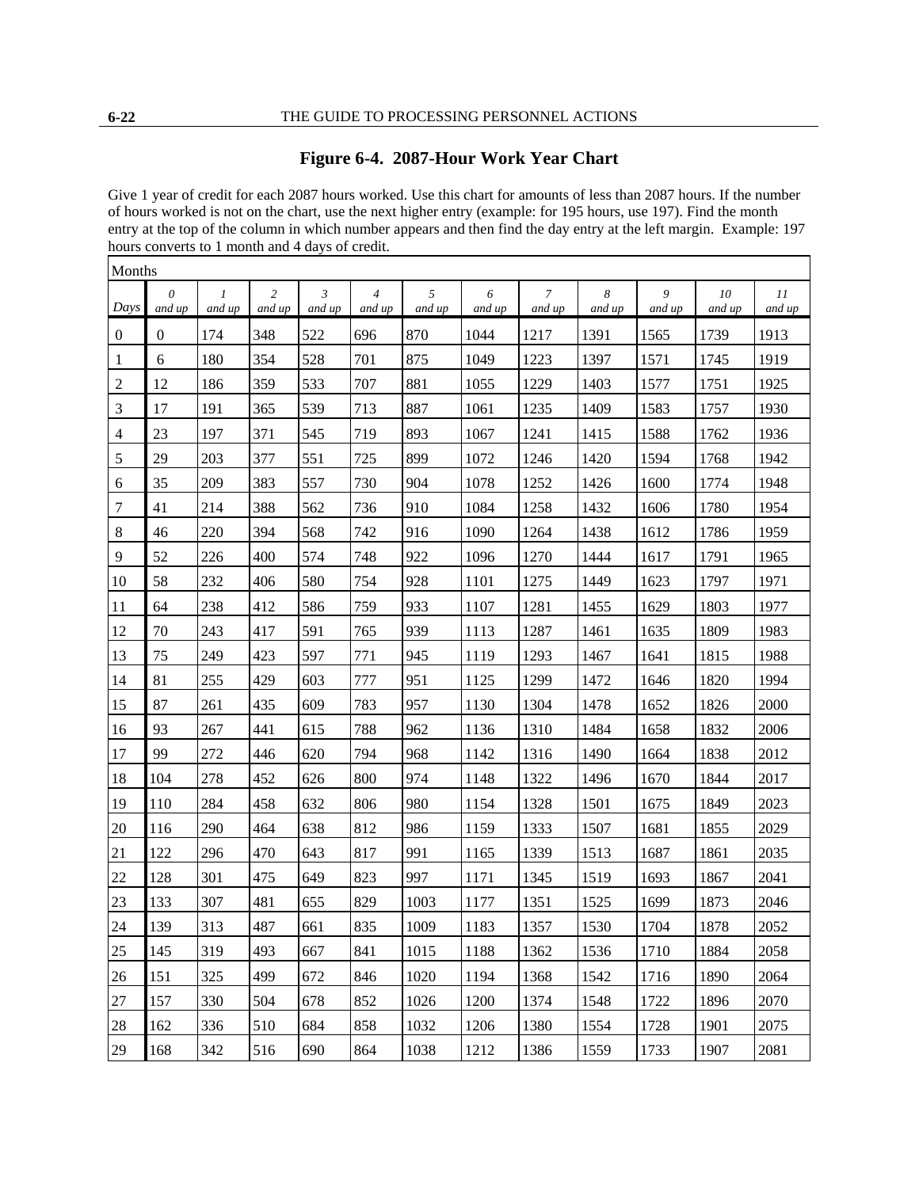# Figure 6-4. 2087-Hour Work Year Chart

Give 1 year of credit for each 2087 hours worked. Use this chart for amounts of less than 2087 hours. If the number of hours worked is not on the chart, use the next higher entry (example: for 195 hours, use 197). Find the month entry at the top of the column in which number appears and then find the day entry at the left margin. Example: 197 hours converts to 1 month and 4 days of credit.

| Months | | | | | | | | | | | | |
|---|---|---|---|---|---|---|---|---|---|---|---|---|
| *Days* | *0 and up* | *1 and up* | *2 and up* | *3 and up* | *4 and up* | *5 and up* | *6 and up* | *7 and up* | *8 and up* | *9 and up* | *10 and up* | *11 and up* |
| 0 | 0 | 174 | 348 | 522 | 696 | 870 | 1044 | 1217 | 1391 | 1565 | 1739 | 1913 |
| 1 | 6 | 180 | 354 | 528 | 701 | 875 | 1049 | 1223 | 1397 | 1571 | 1745 | 1919 |
| 2 | 12 | 186 | 359 | 533 | 707 | 881 | 1055 | 1229 | 1403 | 1577 | 1751 | 1925 |
| 3 | 17 | 191 | 365 | 539 | 713 | 887 | 1061 | 1235 | 1409 | 1583 | 1757 | 1930 |
| 4 | 23 | 197 | 371 | 545 | 719 | 893 | 1067 | 1241 | 1415 | 1588 | 1762 | 1936 |
| 5 | 29 | 203 | 377 | 551 | 725 | 899 | 1072 | 1246 | 1420 | 1594 | 1768 | 1942 |
| 6 | 35 | 209 | 383 | 557 | 730 | 904 | 1078 | 1252 | 1426 | 1600 | 1774 | 1948 |
| 7 | 41 | 214 | 388 | 562 | 736 | 910 | 1084 | 1258 | 1432 | 1606 | 1780 | 1954 |
| 8 | 46 | 220 | 394 | 568 | 742 | 916 | 1090 | 1264 | 1438 | 1612 | 1786 | 1959 |
| 9 | 52 | 226 | 400 | 574 | 748 | 922 | 1096 | 1270 | 1444 | 1617 | 1791 | 1965 |
| 10 | 58 | 232 | 406 | 580 | 754 | 928 | 1101 | 1275 | 1449 | 1623 | 1797 | 1971 |
| 11 | 64 | 238 | 412 | 586 | 759 | 933 | 1107 | 1281 | 1455 | 1629 | 1803 | 1977 |
| 12 | 70 | 243 | 417 | 591 | 765 | 939 | 1113 | 1287 | 1461 | 1635 | 1809 | 1983 |
| 13 | 75 | 249 | 423 | 597 | 771 | 945 | 1119 | 1293 | 1467 | 1641 | 1815 | 1988 |
| 14 | 81 | 255 | 429 | 603 | 777 | 951 | 1125 | 1299 | 1472 | 1646 | 1820 | 1994 |
| 15 | 87 | 261 | 435 | 609 | 783 | 957 | 1130 | 1304 | 1478 | 1652 | 1826 | 2000 |
| 16 | 93 | 267 | 441 | 615 | 788 | 962 | 1136 | 1310 | 1484 | 1658 | 1832 | 2006 |
| 17 | 99 | 272 | 446 | 620 | 794 | 968 | 1142 | 1316 | 1490 | 1664 | 1838 | 2012 |
| 18 | 104 | 278 | 452 | 626 | 800 | 974 | 1148 | 1322 | 1496 | 1670 | 1844 | 2017 |
| 19 | 110 | 284 | 458 | 632 | 806 | 980 | 1154 | 1328 | 1501 | 1675 | 1849 | 2023 |
| 20 | 116 | 290 | 464 | 638 | 812 | 986 | 1159 | 1333 | 1507 | 1681 | 1855 | 2029 |
| 21 | 122 | 296 | 470 | 643 | 817 | 991 | 1165 | 1339 | 1513 | 1687 | 1861 | 2035 |
| 22 | 128 | 301 | 475 | 649 | 823 | 997 | 1171 | 1345 | 1519 | 1693 | 1867 | 2041 |
| 23 | 133 | 307 | 481 | 655 | 829 | 1003 | 1177 | 1351 | 1525 | 1699 | 1873 | 2046 |
| 24 | 139 | 313 | 487 | 661 | 835 | 1009 | 1183 | 1357 | 1530 | 1704 | 1878 | 2052 |
| 25 | 145 | 319 | 493 | 667 | 841 | 1015 | 1188 | 1362 | 1536 | 1710 | 1884 | 2058 |
| 26 | 151 | 325 | 499 | 672 | 846 | 1020 | 1194 | 1368 | 1542 | 1716 | 1890 | 2064 |
| 27 | 157 | 330 | 504 | 678 | 852 | 1026 | 1200 | 1374 | 1548 | 1722 | 1896 | 2070 |
| 28 | 162 | 336 | 510 | 684 | 858 | 1032 | 1206 | 1380 | 1554 | 1728 | 1901 | 2075 |
| 29 | 168 | 342 | 516 | 690 | 864 | 1038 | 1212 | 1386 | 1559 | 1733 | 1907 | 2081 |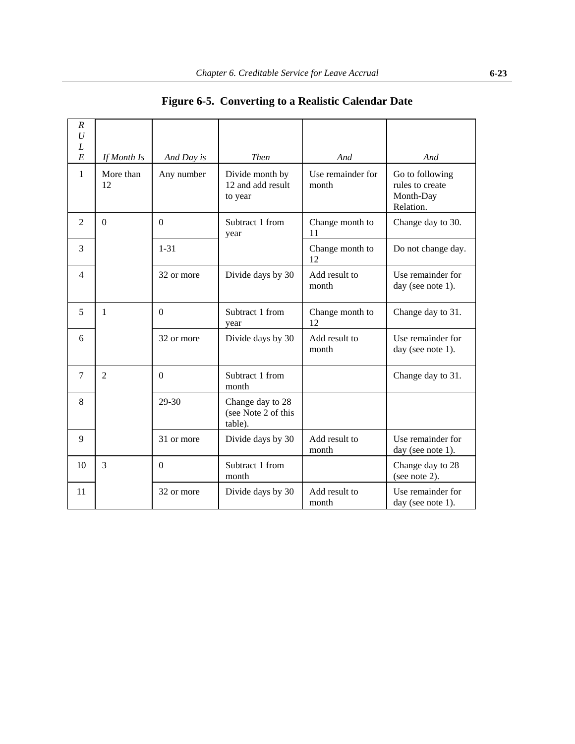# Figure 6-5. Converting to a Realistic Calendar Date

| *RULE* | *If Month Is* | *And Day is* | *Then* | *And* | *And* |
|---|---|---|---|---|---|
| 1 | More than 12 | Any number | Divide month by 12 and add result to year | Use remainder for month | Go to following rules to create Month-Day Relation. |
| 2 | 0 | 0 | Subtract 1 from year | Change month to 11 | Change day to 30. |
| 3 | | 1-31 | | Change month to 12 | Do not change day. |
| 4 | | 32 or more | Divide days by 30 | Add result to month | Use remainder for day (see note 1). |
| 5 | 1 | 0 | Subtract 1 from year | Change month to 12 | Change day to 31. |
| 6 | | 32 or more | Divide days by 30 | Add result to month | Use remainder for day (see note 1). |
| 7 | 2 | 0 | Subtract 1 from month | | Change day to 31. |
| 8 | | 29-30 | Change day to 28 (see Note 2 of this table). | | |
| 9 | | 31 or more | Divide days by 30 | Add result to month | Use remainder for day (see note 1). |
| 10 | 3 | 0 | Subtract 1 from month | | Change day to 28 (see note 2). |
| 11 | | 32 or more | Divide days by 30 | Add result to month | Use remainder for day (see note 1). |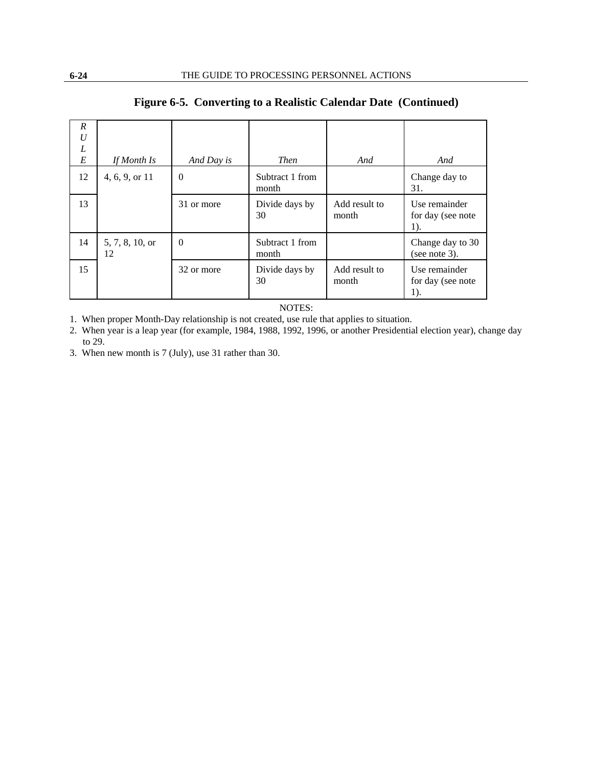**Figure 6-5. Converting to a Realistic Calendar Date (Continued)**

| RULE | *If Month Is* | *And Day is* | *Then* | *And* | *And* |
|---|---|---|---|---|---|
| 12 | 4, 6, 9, or 11 | 0 | Subtract 1 from month | | Change day to 31. |
| 13 | | 31 or more | Divide days by 30 | Add result to month | Use remainder for day (see note 1). |
| 14 | 5, 7, 8, 10, or 12 | 0 | Subtract 1 from month | | Change day to 30 (see note 3). |
| 15 | | 32 or more | Divide days by 30 | Add result to month | Use remainder for day (see note 1). |

NOTES:

1. When proper Month-Day relationship is not created, use rule that applies to situation.
2. When year is a leap year (for example, 1984, 1988, 1992, 1996, or another Presidential election year), change day to 29.
3. When new month is 7 (July), use 31 rather than 30.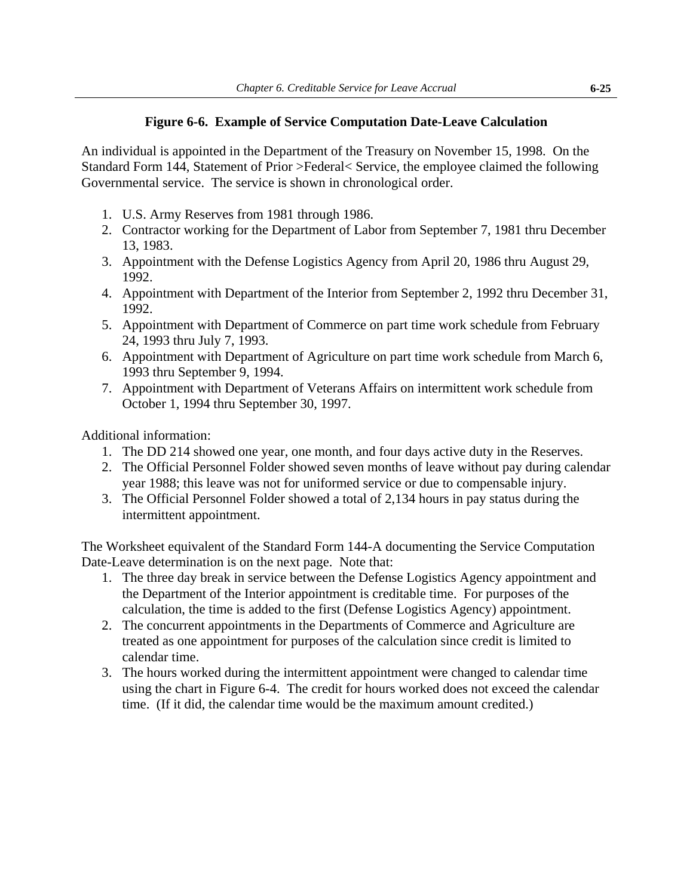**Figure 6-6. Example of Service Computation Date-Leave Calculation**

An individual is appointed in the Department of the Treasury on November 15, 1998. On the Standard Form 144, Statement of Prior >Federal< Service, the employee claimed the following Governmental service. The service is shown in chronological order.

1. U.S. Army Reserves from 1981 through 1986.
2. Contractor working for the Department of Labor from September 7, 1981 thru December 13, 1983.
3. Appointment with the Defense Logistics Agency from April 20, 1986 thru August 29, 1992.
4. Appointment with Department of the Interior from September 2, 1992 thru December 31, 1992.
5. Appointment with Department of Commerce on part time work schedule from February 24, 1993 thru July 7, 1993.
6. Appointment with Department of Agriculture on part time work schedule from March 6, 1993 thru September 9, 1994.
7. Appointment with Department of Veterans Affairs on intermittent work schedule from October 1, 1994 thru September 30, 1997.

Additional information:

1. The DD 214 showed one year, one month, and four days active duty in the Reserves.
2. The Official Personnel Folder showed seven months of leave without pay during calendar year 1988; this leave was not for uniformed service or due to compensable injury.
3. The Official Personnel Folder showed a total of 2,134 hours in pay status during the intermittent appointment.

The Worksheet equivalent of the Standard Form 144-A documenting the Service Computation Date-Leave determination is on the next page. Note that:

1. The three day break in service between the Defense Logistics Agency appointment and the Department of the Interior appointment is creditable time. For purposes of the calculation, the time is added to the first (Defense Logistics Agency) appointment.
2. The concurrent appointments in the Departments of Commerce and Agriculture are treated as one appointment for purposes of the calculation since credit is limited to calendar time.
3. The hours worked during the intermittent appointment were changed to calendar time using the chart in Figure 6-4. The credit for hours worked does not exceed the calendar time. (If it did, the calendar time would be the maximum amount credited.)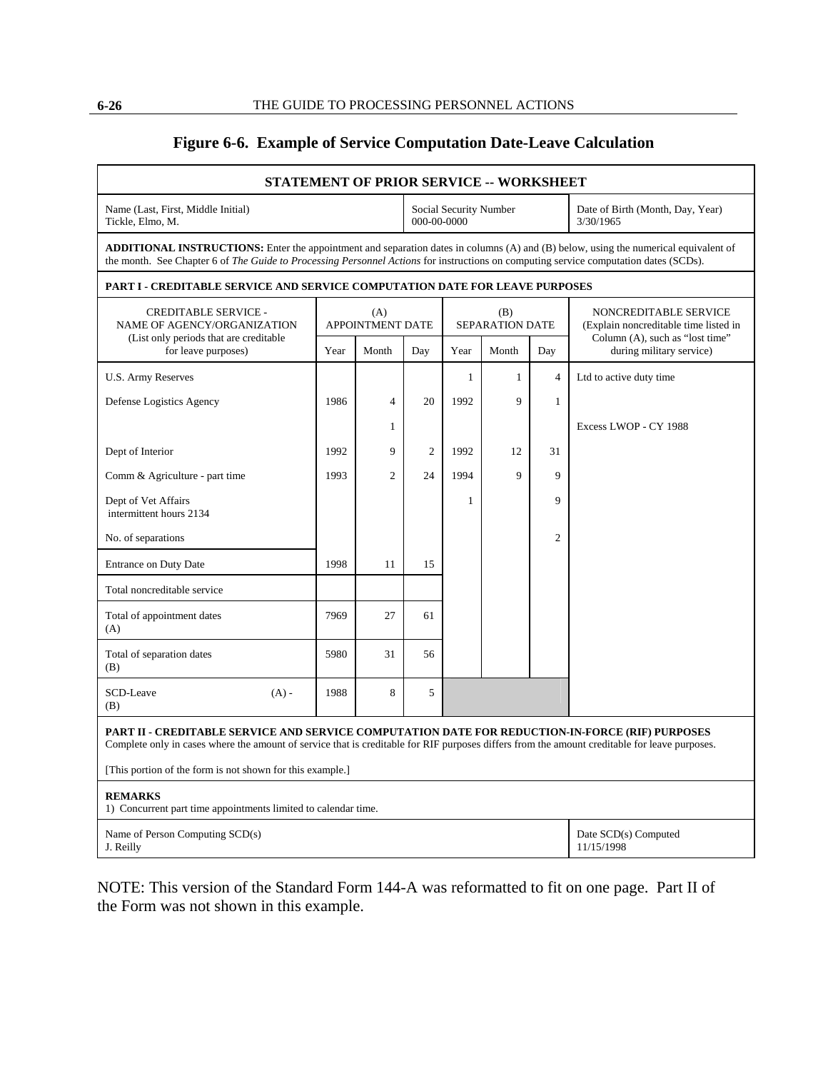## Figure 6-6. Example of Service Computation Date-Leave Calculation

**STATEMENT OF PRIOR SERVICE -- WORKSHEET**

| Name (Last, First, Middle Initial) | Social Security Number | Date of Birth (Month, Day, Year) |
|---|---|---|
| Tickle, Elmo, M. | 000-00-0000 | 3/30/1965 |

**ADDITIONAL INSTRUCTIONS:** Enter the appointment and separation dates in columns (A) and (B) below, using the numerical equivalent of the month. See Chapter 6 of *The Guide to Processing Personnel Actions* for instructions on computing service computation dates (SCDs).

**PART I - CREDITABLE SERVICE AND SERVICE COMPUTATION DATE FOR LEAVE PURPOSES**

| CREDITABLE SERVICE - NAME OF AGENCY/ORGANIZATION (List only periods that are creditable for leave purposes) | (A) APPOINTMENT DATE | | | (B) SEPARATION DATE | | | NONCREDITABLE SERVICE (Explain noncreditable time listed in Column (A), such as "lost time" during military service) |
|---|---|---|---|---|---|---|---|
| | Year | Month | Day | Year | Month | Day | |
| U.S. Army Reserves | | | | 1 | 1 | 4 | Ltd to active duty time |
| Defense Logistics Agency | 1986 | 4 | 20 | 1992 | 9 | 1 | |
| | | 1 | | | | | Excess LWOP - CY 1988 |
| Dept of Interior | 1992 | 9 | 2 | 1992 | 12 | 31 | |
| Comm & Agriculture - part time | 1993 | 2 | 24 | 1994 | 9 | 9 | |
| Dept of Vet Affairs intermittent hours 2134 | | | | 1 | | 9 | |
| No. of separations | | | | | | 2 | |
| Entrance on Duty Date | 1998 | 11 | 15 | | | | |
| Total noncreditable service | | | | | | | |
| Total of appointment dates (A) | 7969 | 27 | 61 | | | | |
| Total of separation dates (B) | 5980 | 31 | 56 | | | | |
| SCD-Leave (A) - (B) | 1988 | 8 | 5 | | | | |

**PART II - CREDITABLE SERVICE AND SERVICE COMPUTATION DATE FOR REDUCTION-IN-FORCE (RIF) PURPOSES**
Complete only in cases where the amount of service that is creditable for RIF purposes differs from the amount creditable for leave purposes.

[This portion of the form is not shown for this example.]

**REMARKS**
1) Concurrent part time appointments limited to calendar time.

| Name of Person Computing SCD(s) | Date SCD(s) Computed |
|---|---|
| J. Reilly | 11/15/1998 |

NOTE: This version of the Standard Form 144-A was reformatted to fit on one page. Part II of the Form was not shown in this example.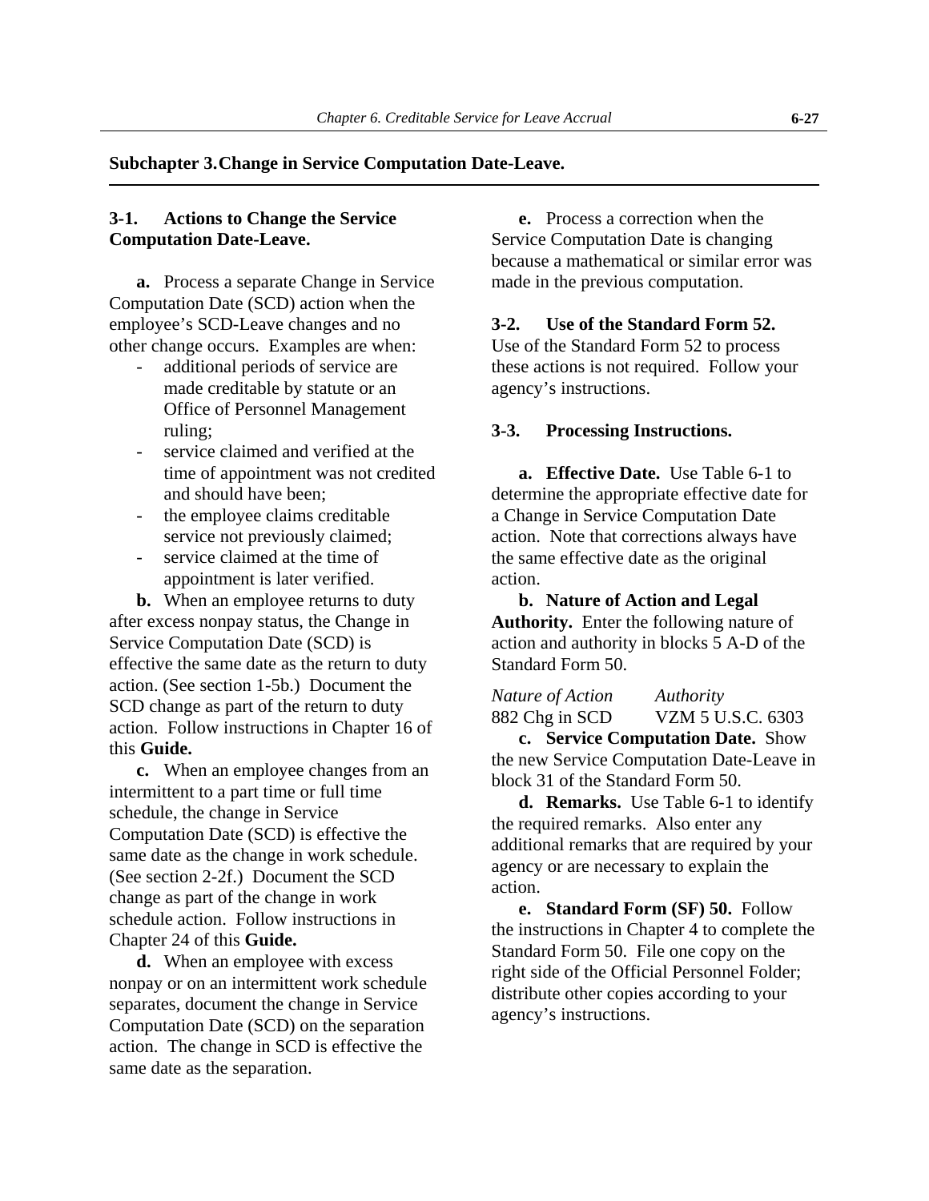## Subchapter 3. Change in Service Computation Date-Leave.

### 3-1. Actions to Change the Service Computation Date-Leave.

**a.** Process a separate Change in Service Computation Date (SCD) action when the employee's SCD-Leave changes and no other change occurs. Examples are when:

- additional periods of service are made creditable by statute or an Office of Personnel Management ruling;
- service claimed and verified at the time of appointment was not credited and should have been;
- the employee claims creditable service not previously claimed;
- service claimed at the time of appointment is later verified.

**b.** When an employee returns to duty after excess nonpay status, the Change in Service Computation Date (SCD) is effective the same date as the return to duty action. (See section 1-5b.) Document the SCD change as part of the return to duty action. Follow instructions in Chapter 16 of this **Guide.**

**c.** When an employee changes from an intermittent to a part time or full time schedule, the change in Service Computation Date (SCD) is effective the same date as the change in work schedule. (See section 2-2f.) Document the SCD change as part of the change in work schedule action. Follow instructions in Chapter 24 of this **Guide.**

**d.** When an employee with excess nonpay or on an intermittent work schedule separates, document the change in Service Computation Date (SCD) on the separation action. The change in SCD is effective the same date as the separation.

**e.** Process a correction when the Service Computation Date is changing because a mathematical or similar error was made in the previous computation.

### 3-2. Use of the Standard Form 52.

Use of the Standard Form 52 to process these actions is not required. Follow your agency's instructions.

### 3-3. Processing Instructions.

**a. Effective Date.** Use Table 6-1 to determine the appropriate effective date for a Change in Service Computation Date action. Note that corrections always have the same effective date as the original action.

**b. Nature of Action and Legal Authority.** Enter the following nature of action and authority in blocks 5 A-D of the Standard Form 50.

| *Nature of Action* | *Authority* |
|---|---|
| 882 Chg in SCD | VZM 5 U.S.C. 6303 |

**c. Service Computation Date.** Show the new Service Computation Date-Leave in block 31 of the Standard Form 50.

**d. Remarks.** Use Table 6-1 to identify the required remarks. Also enter any additional remarks that are required by your agency or are necessary to explain the action.

**e. Standard Form (SF) 50.** Follow the instructions in Chapter 4 to complete the Standard Form 50. File one copy on the right side of the Official Personnel Folder; distribute other copies according to your agency's instructions.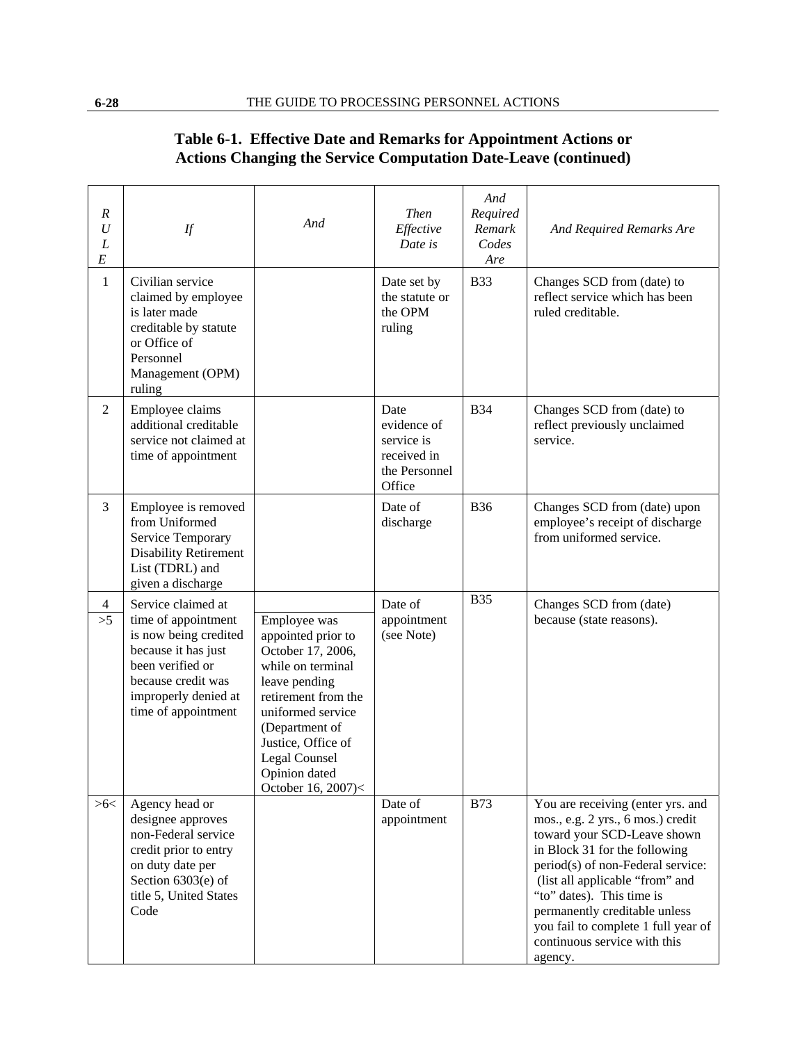**Table 6-1. Effective Date and Remarks for Appointment Actions or Actions Changing the Service Computation Date-Leave (continued)**

| *RULE* | *If* | *And* | *Then Effective Date is* | *And Required Remark Codes Are* | *And Required Remarks Are* |
|---|---|---|---|---|---|
| 1 | Civilian service claimed by employee is later made creditable by statute or Office of Personnel Management (OPM) ruling | | Date set by the statute or the OPM ruling | B33 | Changes SCD from (date) to reflect service which has been ruled creditable. |
| 2 | Employee claims additional creditable service not claimed at time of appointment | | Date evidence of service is received in the Personnel Office | B34 | Changes SCD from (date) to reflect previously unclaimed service. |
| 3 | Employee is removed from Uniformed Service Temporary Disability Retirement List (TDRL) and given a discharge | | Date of discharge | B36 | Changes SCD from (date) upon employee's receipt of discharge from uniformed service. |
| 4 | Service claimed at time of appointment is now being credited because it has just been verified or because credit was improperly denied at time of appointment | | Date of appointment (see Note) | B35 | Changes SCD from (date) because (state reasons). |
| >5 | | Employee was appointed prior to October 17, 2006, while on terminal leave pending retirement from the uniformed service (Department of Justice, Office of Legal Counsel Opinion dated October 16, 2007)< | | | |
| >6< | Agency head or designee approves non-Federal service credit prior to entry on duty date per Section 6303(e) of title 5, United States Code | | Date of appointment | B73 | You are receiving (enter yrs. and mos., e.g. 2 yrs., 6 mos.) credit toward your SCD-Leave shown in Block 31 for the following period(s) of non-Federal service: (list all applicable "from" and "to" dates). This time is permanently creditable unless you fail to complete 1 full year of continuous service with this agency. |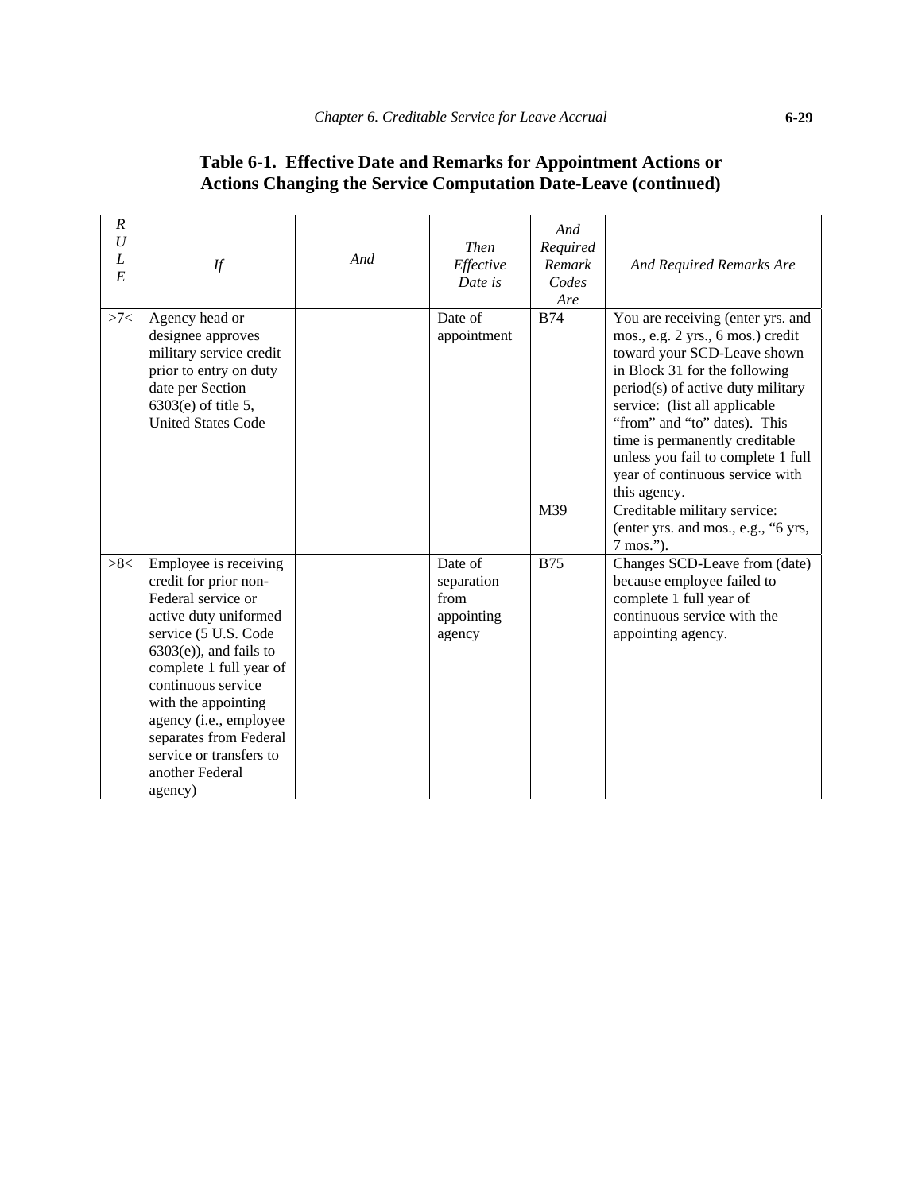**Table 6-1. Effective Date and Remarks for Appointment Actions or Actions Changing the Service Computation Date-Leave (continued)**

| *RULE* | *If* | *And* | *Then Effective Date is* | *And Required Remark Codes Are* | *And Required Remarks Are* |
|---|---|---|---|---|---|
| >7< | Agency head or designee approves military service credit prior to entry on duty date per Section 6303(e) of title 5, United States Code | | Date of appointment | B74 | You are receiving (enter yrs. and mos., e.g. 2 yrs., 6 mos.) credit toward your SCD-Leave shown in Block 31 for the following period(s) of active duty military service: (list all applicable "from" and "to" dates). This time is permanently creditable unless you fail to complete 1 full year of continuous service with this agency. |
| | | | | M39 | Creditable military service: (enter yrs. and mos., e.g., "6 yrs, 7 mos."). |
| >8< | Employee is receiving credit for prior non-Federal service or active duty uniformed service (5 U.S. Code 6303(e)), and fails to complete 1 full year of continuous service with the appointing agency (i.e., employee separates from Federal service or transfers to another Federal agency) | | Date of separation from appointing agency | B75 | Changes SCD-Leave from (date) because employee failed to complete 1 full year of continuous service with the appointing agency. |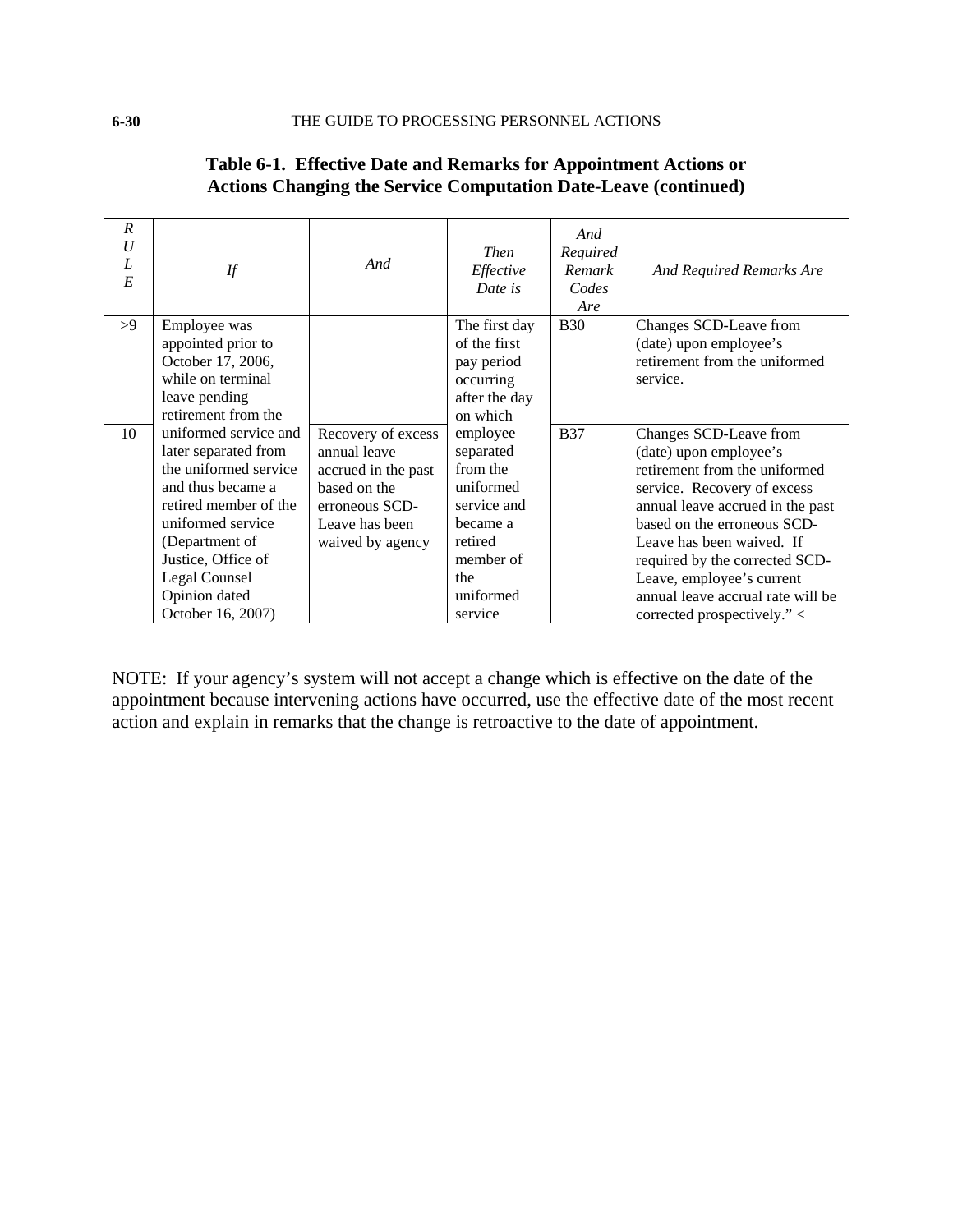**Table 6-1. Effective Date and Remarks for Appointment Actions or Actions Changing the Service Computation Date-Leave (continued)**

| *RULE* | *If* | *And* | *Then Effective Date is* | *And Required Remark Codes Are* | *And Required Remarks Are* |
|---|---|---|---|---|---|
| >9 | Employee was appointed prior to October 17, 2006, while on terminal leave pending retirement from the uniformed service and later separated from the uniformed service and thus became a retired member of the uniformed service (Department of Justice, Office of Legal Counsel Opinion dated October 16, 2007) | | The first day of the first pay period occurring after the day on which employee separated from the uniformed service and became a retired member of the uniformed service | B30 | Changes SCD-Leave from (date) upon employee's retirement from the uniformed service. |
| 10 | | Recovery of excess annual leave accrued in the past based on the erroneous SCD-Leave has been waived by agency | | B37 | Changes SCD-Leave from (date) upon employee's retirement from the uniformed service. Recovery of excess annual leave accrued in the past based on the erroneous SCD-Leave has been waived. If required by the corrected SCD-Leave, employee's current annual leave accrual rate will be corrected prospectively." < |

NOTE: If your agency's system will not accept a change which is effective on the date of the appointment because intervening actions have occurred, use the effective date of the most recent action and explain in remarks that the change is retroactive to the date of appointment.